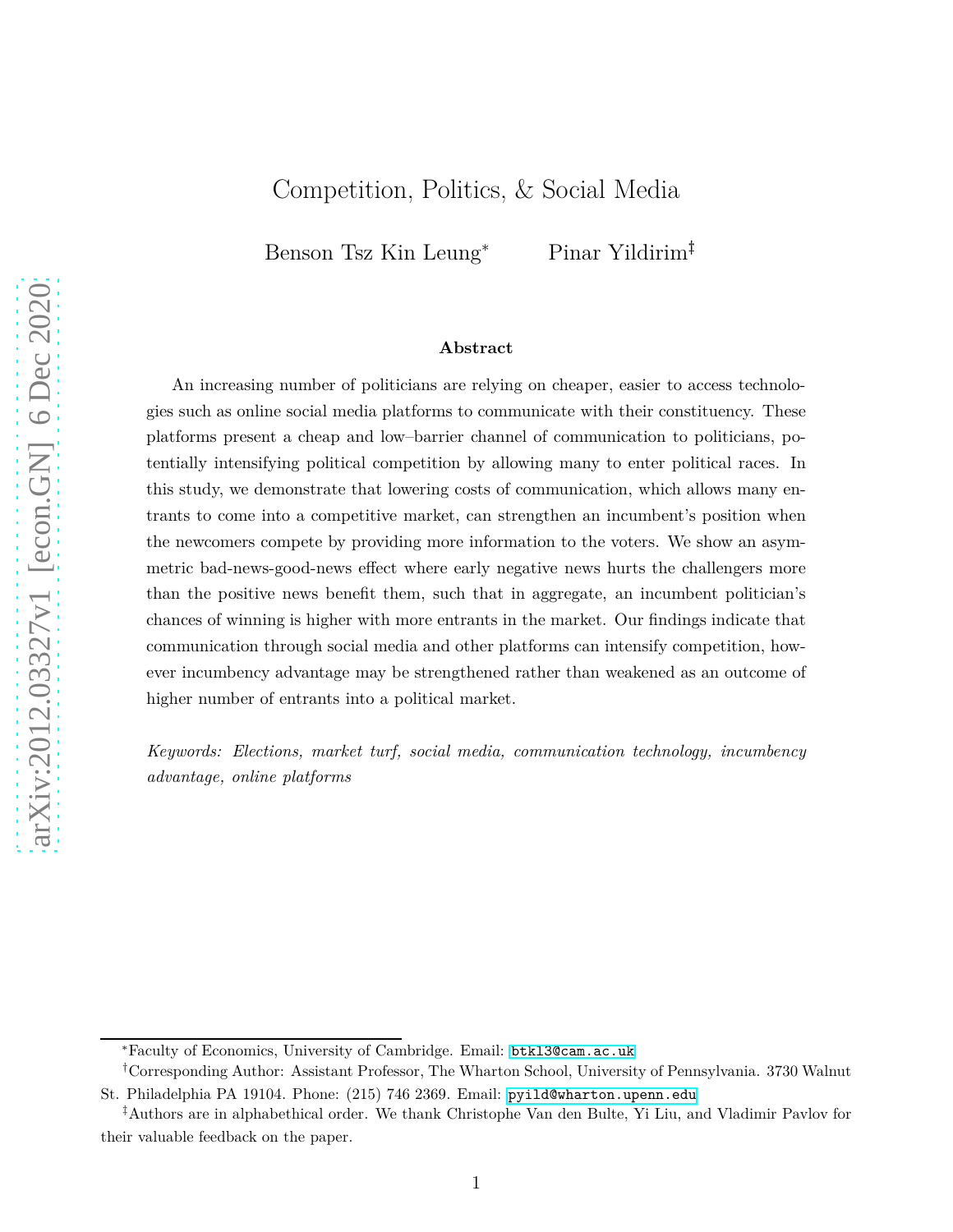# Competition, Politics, & Social Media

Benson Tsz Kin Leung[*] Pinar Yildirim[‡]

### Abstract

An increasing number of politicians are relying on cheaper, easier to access technologies such as online social media platforms to communicate with their constituency. These platforms present a cheap and low–barrier channel of communication to politicians, potentially intensifying political competition by allowing many to enter political races. In this study, we demonstrate that lowering costs of communication, which allows many entrants to come into a competitive market, can strengthen an incumbent's position when the newcomers compete by providing more information to the voters. We show an asymmetric bad-news-good-news effect where early negative news hurts the challengers more than the positive news benefit them, such that in aggregate, an incumbent politician's chances of winning is higher with more entrants in the market. Our findings indicate that communication through social media and other platforms can intensify competition, however incumbency advantage may be strengthened rather than weakened as an outcome of higher number of entrants into a political market.

*Keywords: Elections, market turf, social media, communication technology, incumbency advantage, online platforms*

---

[*]Faculty of Economics, University of Cambridge. Email: btkl3@cam.ac.uk

[†]Corresponding Author: Assistant Professor, The Wharton School, University of Pennsylvania. 3730 Walnut St. Philadelphia PA 19104. Phone: (215) 746 2369. Email: pyild@wharton.upenn.edu

[‡]Authors are in alphabethical order. We thank Christophe Van den Bulte, Yi Liu, and Vladimir Pavlov for their valuable feedback on the paper.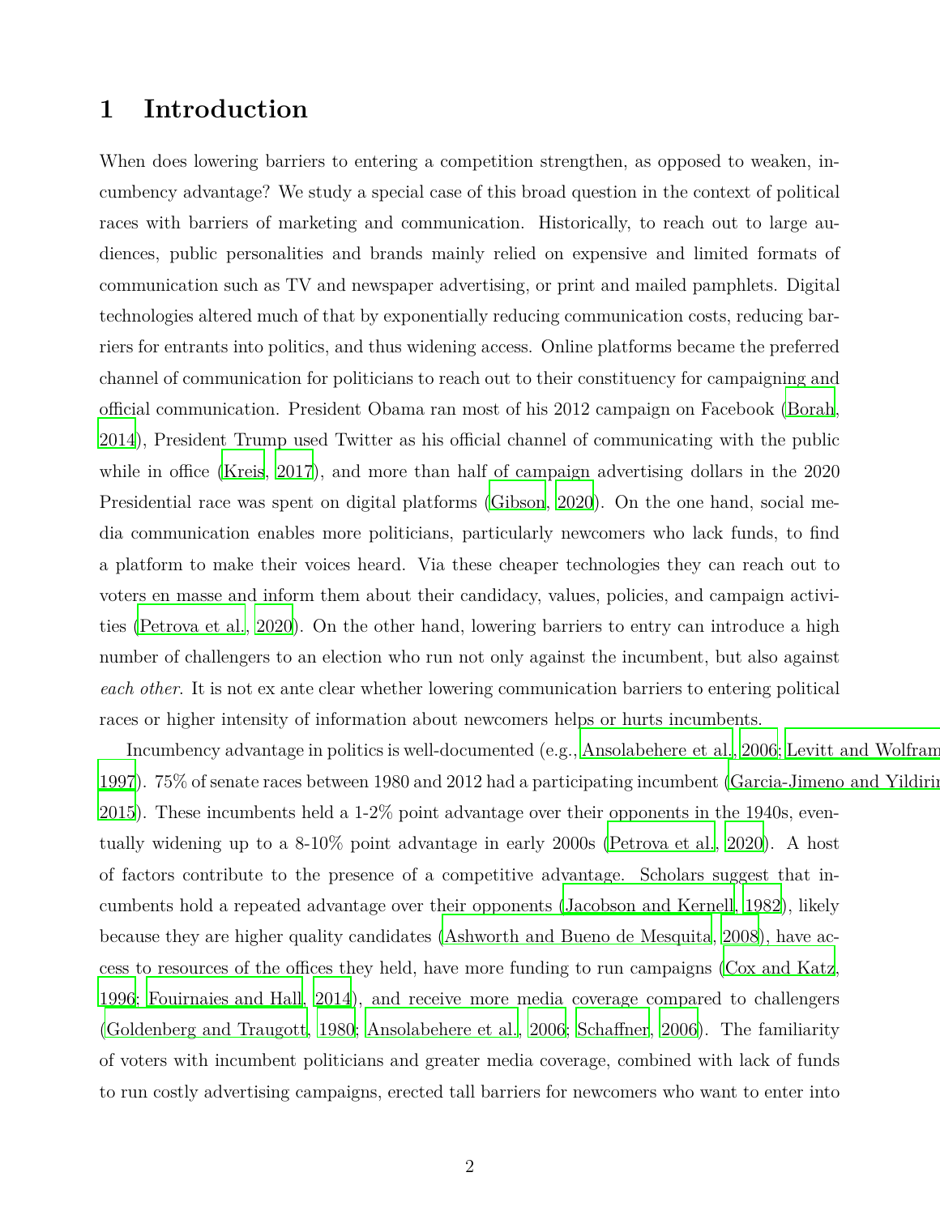# 1 Introduction

When does lowering barriers to entering a competition strengthen, as opposed to weaken, incumbency advantage? We study a special case of this broad question in the context of political races with barriers of marketing and communication. Historically, to reach out to large audiences, public personalities and brands mainly relied on expensive and limited formats of communication such as TV and newspaper advertising, or print and mailed pamphlets. Digital technologies altered much of that by exponentially reducing communication costs, reducing barriers for entrants into politics, and thus widening access. Online platforms became the preferred channel of communication for politicians to reach out to their constituency for campaigning and official communication. President Obama ran most of his 2012 campaign on Facebook (Borah, 2014), President Trump used Twitter as his official channel of communicating with the public while in office (Kreis, 2017), and more than half of campaign advertising dollars in the 2020 Presidential race was spent on digital platforms (Gibson, 2020). On the one hand, social media communication enables more politicians, particularly newcomers who lack funds, to find a platform to make their voices heard. Via these cheaper technologies they can reach out to voters en masse and inform them about their candidacy, values, policies, and campaign activities (Petrova et al., 2020). On the other hand, lowering barriers to entry can introduce a high number of challengers to an election who run not only against the incumbent, but also against *each other*. It is not ex ante clear whether lowering communication barriers to entering political races or higher intensity of information about newcomers helps or hurts incumbents.

Incumbency advantage in politics is well-documented (e.g., Ansolabehere et al., 2006; Levitt and Wolfram, 1997). 75% of senate races between 1980 and 2012 had a participating incumbent (Garcia-Jimeno and Yildirim, 2015). These incumbents held a 1-2% point advantage over their opponents in the 1940s, eventually widening up to a 8-10% point advantage in early 2000s (Petrova et al., 2020). A host of factors contribute to the presence of a competitive advantage. Scholars suggest that incumbents hold a repeated advantage over their opponents (Jacobson and Kernell, 1982), likely because they are higher quality candidates (Ashworth and Bueno de Mesquita, 2008), have access to resources of the offices they held, have more funding to run campaigns (Cox and Katz, 1996; Fouirnaies and Hall, 2014), and receive more media coverage compared to challengers (Goldenberg and Traugott, 1980; Ansolabehere et al., 2006; Schaffner, 2006). The familiarity of voters with incumbent politicians and greater media coverage, combined with lack of funds to run costly advertising campaigns, erected tall barriers for newcomers who want to enter into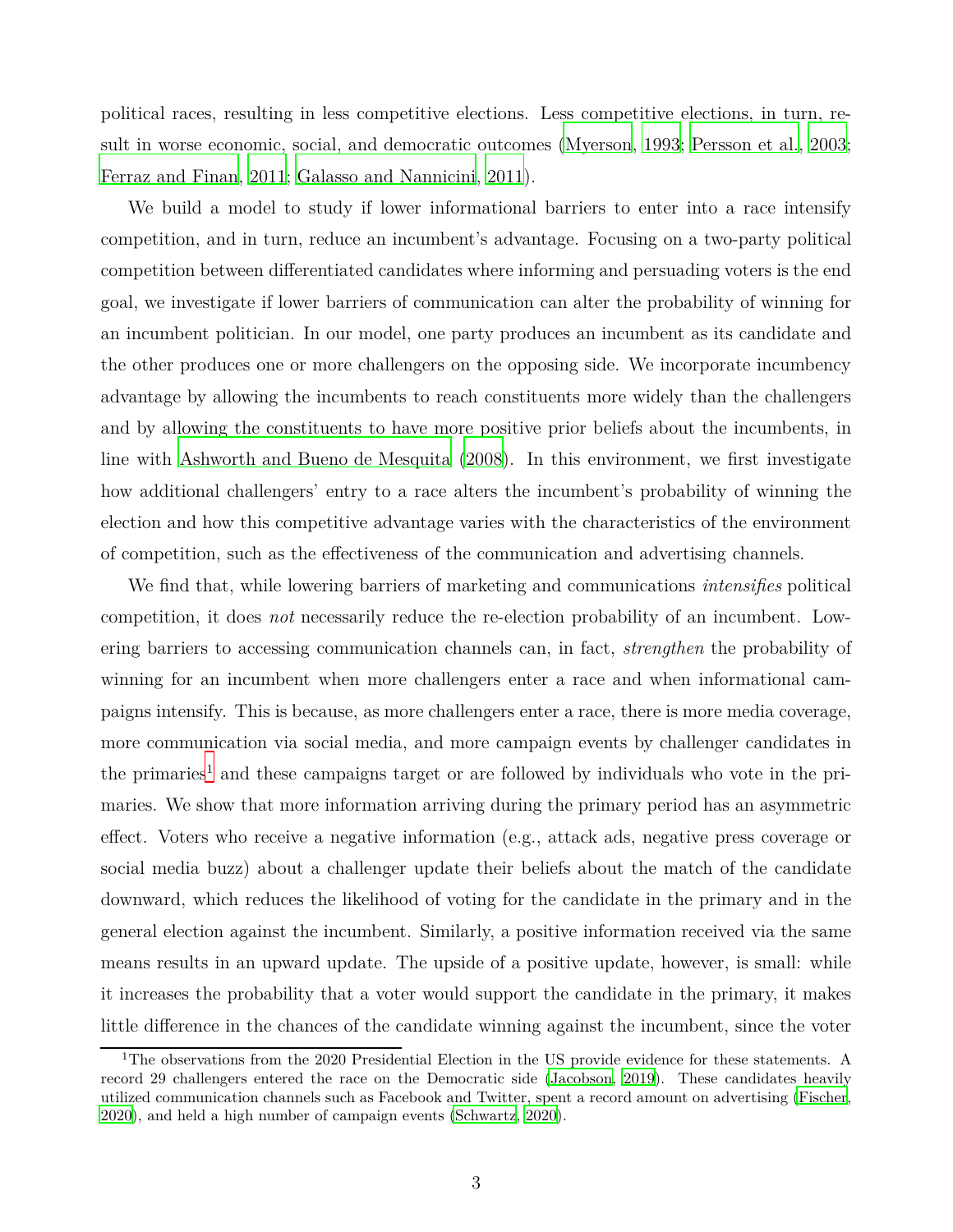political races, resulting in less competitive elections. Less competitive elections, in turn, result in worse economic, social, and democratic outcomes (Myerson, 1993; Persson et al., 2003; Ferraz and Finan, 2011; Galasso and Nannicini, 2011).

We build a model to study if lower informational barriers to enter into a race intensify competition, and in turn, reduce an incumbent's advantage. Focusing on a two-party political competition between differentiated candidates where informing and persuading voters is the end goal, we investigate if lower barriers of communication can alter the probability of winning for an incumbent politician. In our model, one party produces an incumbent as its candidate and the other produces one or more challengers on the opposing side. We incorporate incumbency advantage by allowing the incumbents to reach constituents more widely than the challengers and by allowing the constituents to have more positive prior beliefs about the incumbents, in line with Ashworth and Bueno de Mesquita (2008). In this environment, we first investigate how additional challengers' entry to a race alters the incumbent's probability of winning the election and how this competitive advantage varies with the characteristics of the environment of competition, such as the effectiveness of the communication and advertising channels.

We find that, while lowering barriers of marketing and communications *intensifies* political competition, it does *not* necessarily reduce the re-election probability of an incumbent. Lowering barriers to accessing communication channels can, in fact, *strengthen* the probability of winning for an incumbent when more challengers enter a race and when informational campaigns intensify. This is because, as more challengers enter a race, there is more media coverage, more communication via social media, and more campaign events by challenger candidates in the primaries[1] and these campaigns target or are followed by individuals who vote in the primaries. We show that more information arriving during the primary period has an asymmetric effect. Voters who receive a negative information (e.g., attack ads, negative press coverage or social media buzz) about a challenger update their beliefs about the match of the candidate downward, which reduces the likelihood of voting for the candidate in the primary and in the general election against the incumbent. Similarly, a positive information received via the same means results in an upward update. The upside of a positive update, however, is small: while it increases the probability that a voter would support the candidate in the primary, it makes little difference in the chances of the candidate winning against the incumbent, since the voter

[1] The observations from the 2020 Presidential Election in the US provide evidence for these statements. A record 29 challengers entered the race on the Democratic side (Jacobson, 2019). These candidates heavily utilized communication channels such as Facebook and Twitter, spent a record amount on advertising (Fischer, 2020), and held a high number of campaign events (Schwartz, 2020).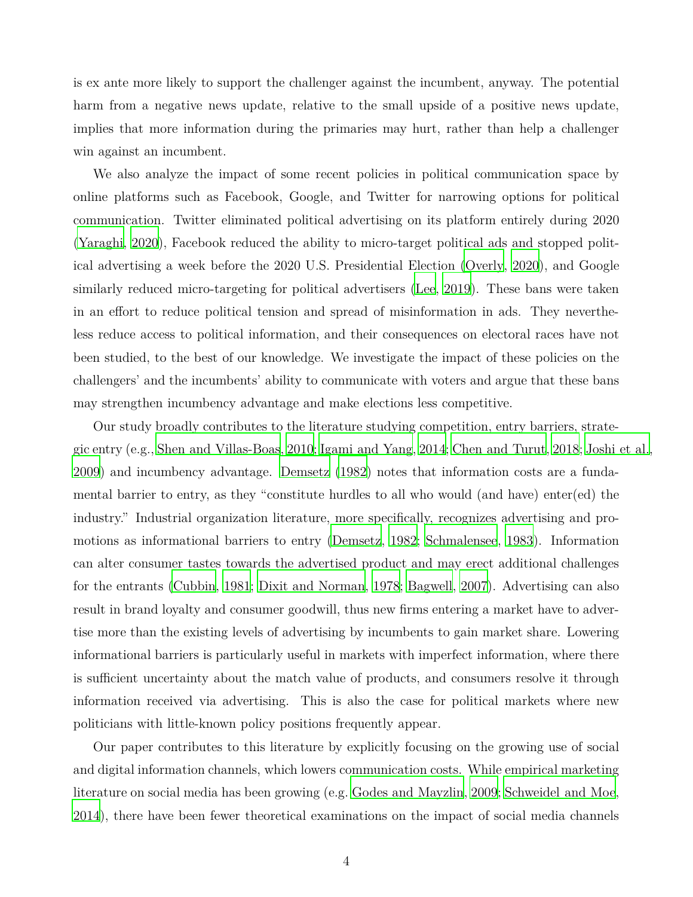is ex ante more likely to support the challenger against the incumbent, anyway. The potential harm from a negative news update, relative to the small upside of a positive news update, implies that more information during the primaries may hurt, rather than help a challenger win against an incumbent.

We also analyze the impact of some recent policies in political communication space by online platforms such as Facebook, Google, and Twitter for narrowing options for political communication. Twitter eliminated political advertising on its platform entirely during 2020 (Yaraghi, 2020), Facebook reduced the ability to micro-target political ads and stopped political advertising a week before the 2020 U.S. Presidential Election (Overly, 2020), and Google similarly reduced micro-targeting for political advertisers (Lee, 2019). These bans were taken in an effort to reduce political tension and spread of misinformation in ads. They nevertheless reduce access to political information, and their consequences on electoral races have not been studied, to the best of our knowledge. We investigate the impact of these policies on the challengers' and the incumbents' ability to communicate with voters and argue that these bans may strengthen incumbency advantage and make elections less competitive.

Our study broadly contributes to the literature studying competition, entry barriers, strategic entry (e.g., Shen and Villas-Boas, 2010; Igami and Yang, 2014; Chen and Turut, 2018; Joshi et al., 2009) and incumbency advantage. Demsetz (1982) notes that information costs are a fundamental barrier to entry, as they "constitute hurdles to all who would (and have) enter(ed) the industry." Industrial organization literature, more specifically, recognizes advertising and promotions as informational barriers to entry (Demsetz, 1982; Schmalensee, 1983). Information can alter consumer tastes towards the advertised product and may erect additional challenges for the entrants (Cubbin, 1981; Dixit and Norman, 1978; Bagwell, 2007). Advertising can also result in brand loyalty and consumer goodwill, thus new firms entering a market have to advertise more than the existing levels of advertising by incumbents to gain market share. Lowering informational barriers is particularly useful in markets with imperfect information, where there is sufficient uncertainty about the match value of products, and consumers resolve it through information received via advertising. This is also the case for political markets where new politicians with little-known policy positions frequently appear.

Our paper contributes to this literature by explicitly focusing on the growing use of social and digital information channels, which lowers communication costs. While empirical marketing literature on social media has been growing (e.g. Godes and Mayzlin, 2009; Schweidel and Moe, 2014), there have been fewer theoretical examinations on the impact of social media channels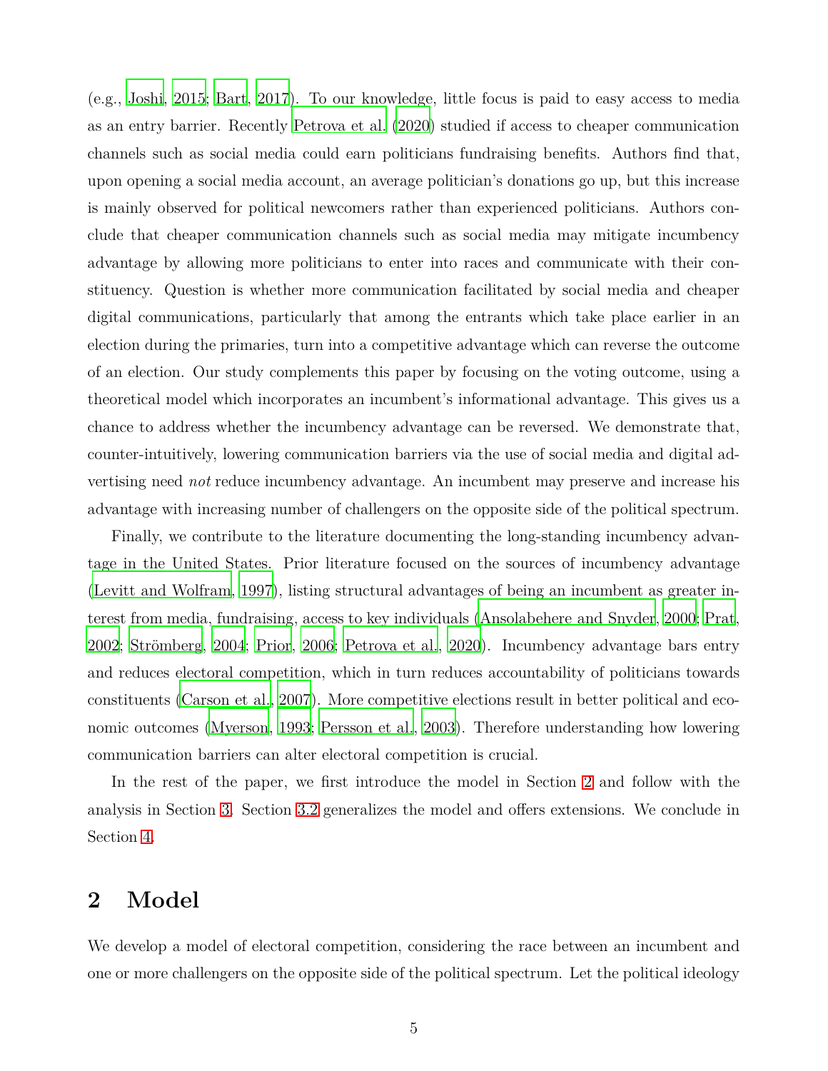(e.g., Joshi, 2015; Bart, 2017). To our knowledge, little focus is paid to easy access to media as an entry barrier. Recently Petrova et al. (2020) studied if access to cheaper communication channels such as social media could earn politicians fundraising benefits. Authors find that, upon opening a social media account, an average politician's donations go up, but this increase is mainly observed for political newcomers rather than experienced politicians. Authors conclude that cheaper communication channels such as social media may mitigate incumbency advantage by allowing more politicians to enter into races and communicate with their constituency. Question is whether more communication facilitated by social media and cheaper digital communications, particularly that among the entrants which take place earlier in an election during the primaries, turn into a competitive advantage which can reverse the outcome of an election. Our study complements this paper by focusing on the voting outcome, using a theoretical model which incorporates an incumbent's informational advantage. This gives us a chance to address whether the incumbency advantage can be reversed. We demonstrate that, counter-intuitively, lowering communication barriers via the use of social media and digital advertising need *not* reduce incumbency advantage. An incumbent may preserve and increase his advantage with increasing number of challengers on the opposite side of the political spectrum.

Finally, we contribute to the literature documenting the long-standing incumbency advantage in the United States. Prior literature focused on the sources of incumbency advantage (Levitt and Wolfram, 1997), listing structural advantages of being an incumbent as greater interest from media, fundraising, access to key individuals (Ansolabehere and Snyder, 2000; Prat, 2002; Strömberg, 2004; Prior, 2006; Petrova et al., 2020). Incumbency advantage bars entry and reduces electoral competition, which in turn reduces accountability of politicians towards constituents (Carson et al., 2007). More competitive elections result in better political and economic outcomes (Myerson, 1993; Persson et al., 2003). Therefore understanding how lowering communication barriers can alter electoral competition is crucial.

In the rest of the paper, we first introduce the model in Section 2 and follow with the analysis in Section 3. Section 3.2 generalizes the model and offers extensions. We conclude in Section 4.

## 2 Model

We develop a model of electoral competition, considering the race between an incumbent and one or more challengers on the opposite side of the political spectrum. Let the political ideology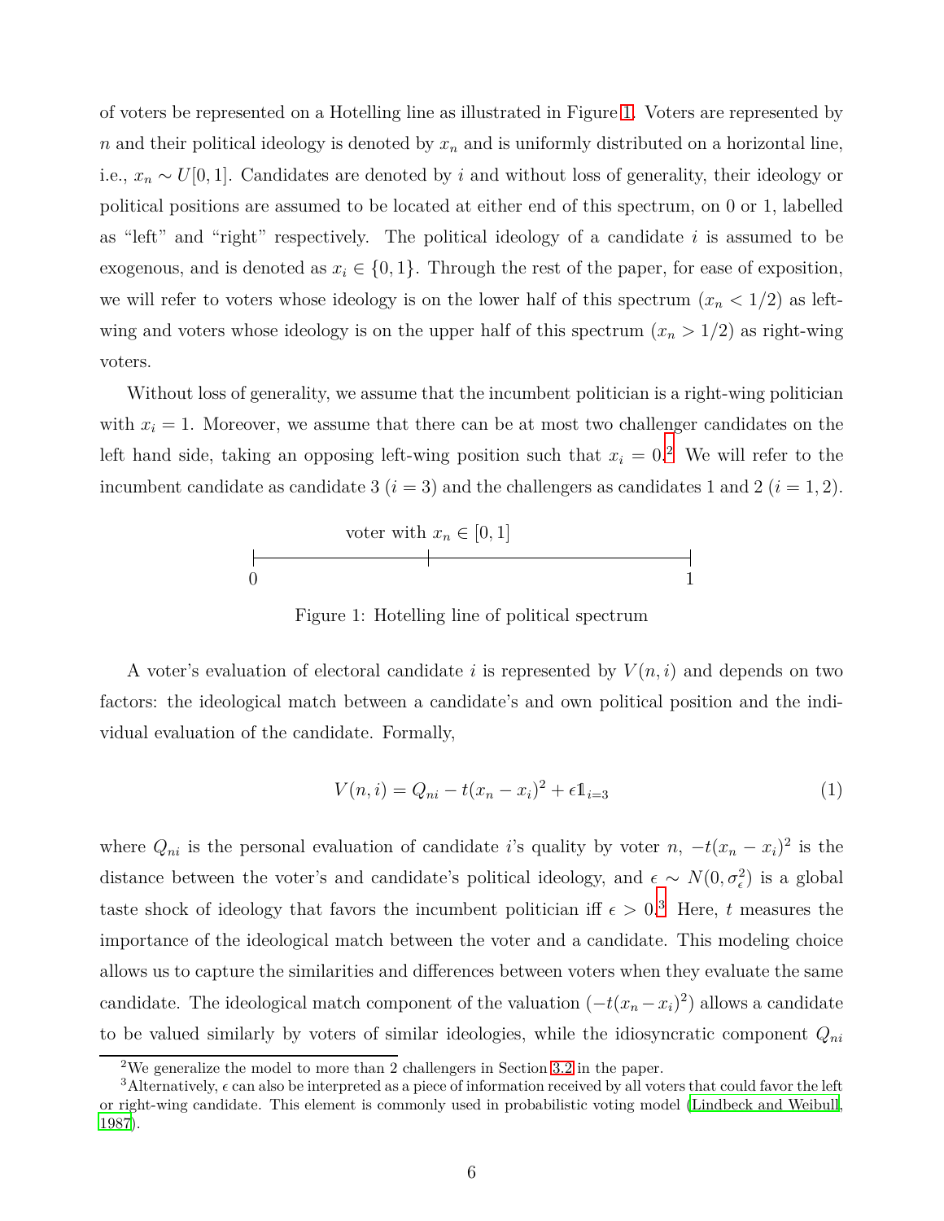of voters be represented on a Hotelling line as illustrated in Figure 1. Voters are represented by $n$ and their political ideology is denoted by $x_n$ and is uniformly distributed on a horizontal line, i.e., $x_n \sim U[0, 1]$. Candidates are denoted by $i$ and without loss of generality, their ideology or political positions are assumed to be located at either end of this spectrum, on 0 or 1, labelled as "left" and "right" respectively. The political ideology of a candidate $i$ is assumed to be exogenous, and is denoted as $x_i \in \{0, 1\}$. Through the rest of the paper, for ease of exposition, we will refer to voters whose ideology is on the lower half of this spectrum ($x_n < 1/2$) as left-wing and voters whose ideology is on the upper half of this spectrum ($x_n > 1/2$) as right-wing voters.

Without loss of generality, we assume that the incumbent politician is a right-wing politician with $x_i = 1$. Moreover, we assume that there can be at most two challenger candidates on the left hand side, taking an opposing left-wing position such that $x_i = 0$.[2] We will refer to the incumbent candidate as candidate 3 ($i = 3$) and the challengers as candidates 1 and 2 ($i = 1, 2$).

voter with $x_n \in [0, 1]$

0 ——————————————— 1

Figure 1: Hotelling line of political spectrum

A voter's evaluation of electoral candidate $i$ is represented by $V(n, i)$ and depends on two factors: the ideological match between a candidate's and own political position and the individual evaluation of the candidate. Formally,

$$V(n, i) = Q_{ni} - t(x_n - x_i)^2 + \epsilon \mathbb{1}_{i=3} \tag{1}$$

where $Q_{ni}$ is the personal evaluation of candidate $i$'s quality by voter $n$, $-t(x_n - x_i)^2$ is the distance between the voter's and candidate's political ideology, and $\epsilon \sim N(0, \sigma_\epsilon^2)$ is a global taste shock of ideology that favors the incumbent politician iff $\epsilon > 0$.[3] Here, $t$ measures the importance of the ideological match between the voter and a candidate. This modeling choice allows us to capture the similarities and differences between voters when they evaluate the same candidate. The ideological match component of the valuation ($-t(x_n - x_i)^2$) allows a candidate to be valued similarly by voters of similar ideologies, while the idiosyncratic component $Q_{ni}$

[2] We generalize the model to more than 2 challengers in Section 3.2 in the paper.

[3] Alternatively, $\epsilon$ can also be interpreted as a piece of information received by all voters that could favor the left or right-wing candidate. This element is commonly used in probabilistic voting model (Lindbeck and Weibull, 1987).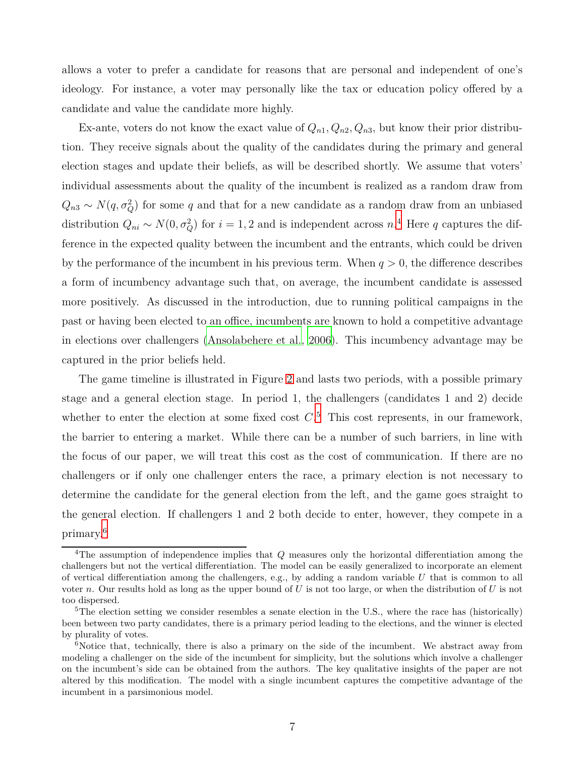allows a voter to prefer a candidate for reasons that are personal and independent of one's ideology. For instance, a voter may personally like the tax or education policy offered by a candidate and value the candidate more highly.

Ex-ante, voters do not know the exact value of $Q_{n1}, Q_{n2}, Q_{n3}$, but know their prior distribution. They receive signals about the quality of the candidates during the primary and general election stages and update their beliefs, as will be described shortly. We assume that voters' individual assessments about the quality of the incumbent is realized as a random draw from $Q_{n3} \sim N(q, \sigma_Q^2)$ for some $q$ and that for a new candidate as a random draw from an unbiased distribution $Q_{ni} \sim N(0, \sigma_Q^2)$ for $i = 1, 2$ and is independent across $n$.[4] Here $q$ captures the difference in the expected quality between the incumbent and the entrants, which could be driven by the performance of the incumbent in his previous term. When $q > 0$, the difference describes a form of incumbency advantage such that, on average, the incumbent candidate is assessed more positively. As discussed in the introduction, due to running political campaigns in the past or having been elected to an office, incumbents are known to hold a competitive advantage in elections over challengers (Ansolabehere et al., 2006). This incumbency advantage may be captured in the prior beliefs held.

The game timeline is illustrated in Figure 2 and lasts two periods, with a possible primary stage and a general election stage. In period 1, the challengers (candidates 1 and 2) decide whether to enter the election at some fixed cost $C$.[5] This cost represents, in our framework, the barrier to entering a market. While there can be a number of such barriers, in line with the focus of our paper, we will treat this cost as the cost of communication. If there are no challengers or if only one challenger enters the race, a primary election is not necessary to determine the candidate for the general election from the left, and the game goes straight to the general election. If challengers 1 and 2 both decide to enter, however, they compete in a primary.[6]

---

[4] The assumption of independence implies that $Q$ measures only the horizontal differentiation among the challengers but not the vertical differentiation. The model can be easily generalized to incorporate an element of vertical differentiation among the challengers, e.g., by adding a random variable $U$ that is common to all voter $n$. Our results hold as long as the upper bound of $U$ is not too large, or when the distribution of $U$ is not too dispersed.

[5] The election setting we consider resembles a senate election in the U.S., where the race has (historically) been between two party candidates, there is a primary period leading to the elections, and the winner is elected by plurality of votes.

[6] Notice that, technically, there is also a primary on the side of the incumbent. We abstract away from modeling a challenger on the side of the incumbent for simplicity, but the solutions which involve a challenger on the incumbent's side can be obtained from the authors. The key qualitative insights of the paper are not altered by this modification. The model with a single incumbent captures the competitive advantage of the incumbent in a parsimonious model.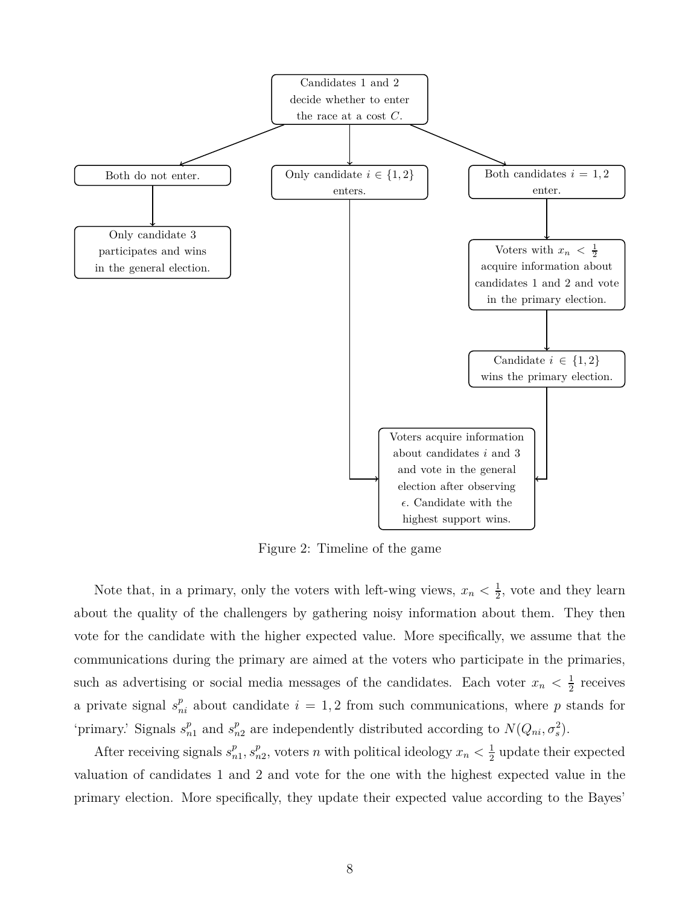Candidates 1 and 2 decide whether to enter the race at a cost $C$.

Both do not enter.

Only candidate 3 participates and wins in the general election.

Only candidate $i \in \{1, 2\}$ enters.

Both candidates $i = 1, 2$ enter.

Voters with $x_n < \frac{1}{2}$ acquire information about candidates 1 and 2 and vote in the primary election.

Candidate $i \in \{1, 2\}$ wins the primary election.

Voters acquire information about candidates $i$ and 3 and vote in the general election after observing $\epsilon$. Candidate with the highest support wins.

Figure 2: Timeline of the game

Note that, in a primary, only the voters with left-wing views, $x_n < \frac{1}{2}$, vote and they learn about the quality of the challengers by gathering noisy information about them. They then vote for the candidate with the higher expected value. More specifically, we assume that the communications during the primary are aimed at the voters who participate in the primaries, such as advertising or social media messages of the candidates. Each voter $x_n < \frac{1}{2}$ receives a private signal $s_{ni}^p$ about candidate $i = 1, 2$ from such communications, where $p$ stands for 'primary.' Signals $s_{n1}^p$ and $s_{n2}^p$ are independently distributed according to $N(Q_{ni}, \sigma_s^2)$.

After receiving signals $s_{n1}^p, s_{n2}^p$, voters $n$ with political ideology $x_n < \frac{1}{2}$ update their expected valuation of candidates 1 and 2 and vote for the one with the highest expected value in the primary election. More specifically, they update their expected value according to the Bayes'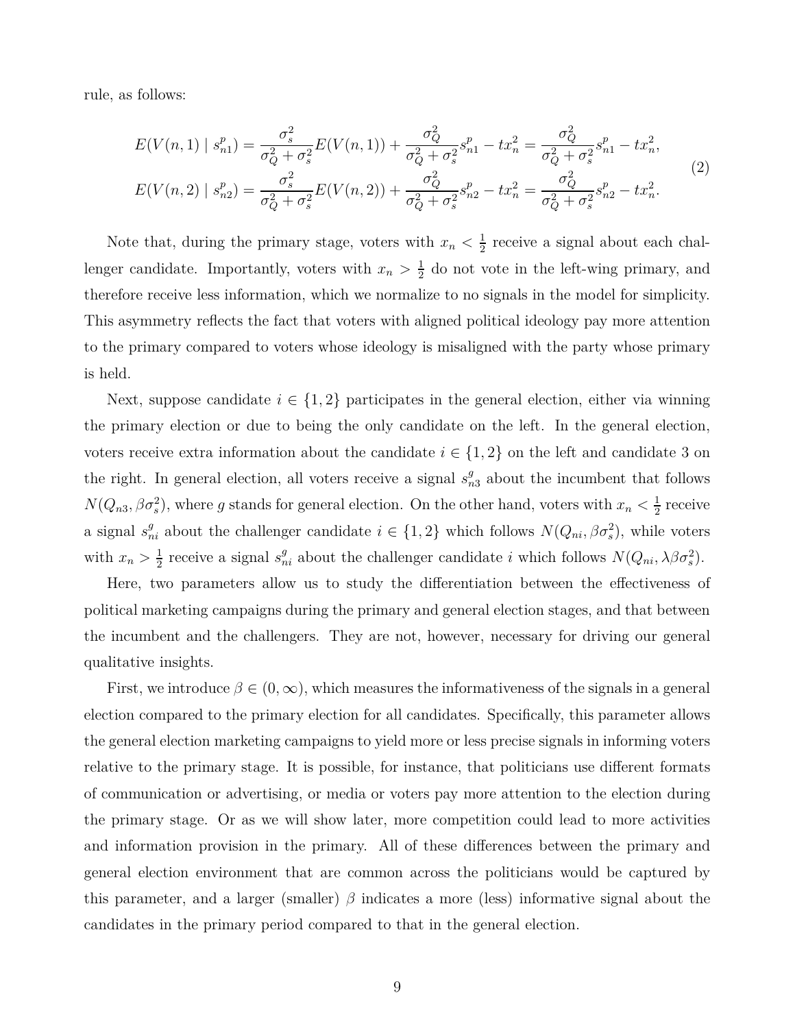rule, as follows:

$$
\begin{aligned}
E(V(n,1) \mid s_{n1}^{p}) &= \frac{\sigma_s^2}{\sigma_Q^2+\sigma_s^2}E(V(n,1)) + \frac{\sigma_Q^2}{\sigma_Q^2+\sigma_s^2}s_{n1}^{p} - tx_n^2 = \frac{\sigma_Q^2}{\sigma_Q^2+\sigma_s^2}s_{n1}^{p} - tx_n^2, \\
E(V(n,2) \mid s_{n2}^{p}) &= \frac{\sigma_s^2}{\sigma_Q^2+\sigma_s^2}E(V(n,2)) + \frac{\sigma_Q^2}{\sigma_Q^2+\sigma_s^2}s_{n2}^{p} - tx_n^2 = \frac{\sigma_Q^2}{\sigma_Q^2+\sigma_s^2}s_{n2}^{p} - tx_n^2.
\end{aligned} \tag{2}
$$

Note that, during the primary stage, voters with $x_n < \frac{1}{2}$ receive a signal about each challenger candidate. Importantly, voters with $x_n > \frac{1}{2}$ do not vote in the left-wing primary, and therefore receive less information, which we normalize to no signals in the model for simplicity. This asymmetry reflects the fact that voters with aligned political ideology pay more attention to the primary compared to voters whose ideology is misaligned with the party whose primary is held.

Next, suppose candidate $i \in \{1,2\}$ participates in the general election, either via winning the primary election or due to being the only candidate on the left. In the general election, voters receive extra information about the candidate $i \in \{1,2\}$ on the left and candidate 3 on the right. In general election, all voters receive a signal $s_{n3}^{g}$ about the incumbent that follows $N(Q_{n3}, \beta\sigma_s^2)$, where $g$ stands for general election. On the other hand, voters with $x_n < \frac{1}{2}$ receive a signal $s_{ni}^{g}$ about the challenger candidate $i \in \{1,2\}$ which follows $N(Q_{ni}, \beta\sigma_s^2)$, while voters with $x_n > \frac{1}{2}$ receive a signal $s_{ni}^{g}$ about the challenger candidate $i$ which follows $N(Q_{ni}, \lambda\beta\sigma_s^2)$.

Here, two parameters allow us to study the differentiation between the effectiveness of political marketing campaigns during the primary and general election stages, and that between the incumbent and the challengers. They are not, however, necessary for driving our general qualitative insights.

First, we introduce $\beta \in (0, \infty)$, which measures the informativeness of the signals in a general election compared to the primary election for all candidates. Specifically, this parameter allows the general election marketing campaigns to yield more or less precise signals in informing voters relative to the primary stage. It is possible, for instance, that politicians use different formats of communication or advertising, or media or voters pay more attention to the election during the primary stage. Or as we will show later, more competition could lead to more activities and information provision in the primary. All of these differences between the primary and general election environment that are common across the politicians would be captured by this parameter, and a larger (smaller) $\beta$ indicates a more (less) informative signal about the candidates in the primary period compared to that in the general election.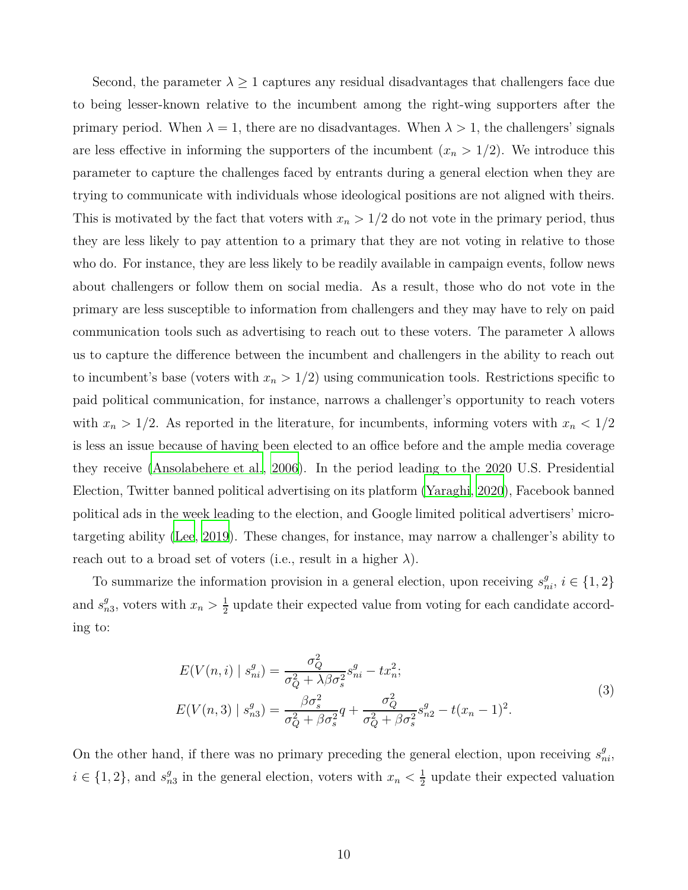Second, the parameter $\lambda \geq 1$ captures any residual disadvantages that challengers face due to being lesser-known relative to the incumbent among the right-wing supporters after the primary period. When $\lambda = 1$, there are no disadvantages. When $\lambda > 1$, the challengers' signals are less effective in informing the supporters of the incumbent ($x_n > 1/2$). We introduce this parameter to capture the challenges faced by entrants during a general election when they are trying to communicate with individuals whose ideological positions are not aligned with theirs. This is motivated by the fact that voters with $x_n > 1/2$ do not vote in the primary period, thus they are less likely to pay attention to a primary that they are not voting in relative to those who do. For instance, they are less likely to be readily available in campaign events, follow news about challengers or follow them on social media. As a result, those who do not vote in the primary are less susceptible to information from challengers and they may have to rely on paid communication tools such as advertising to reach out to these voters. The parameter $\lambda$ allows us to capture the difference between the incumbent and challengers in the ability to reach out to incumbent's base (voters with $x_n > 1/2$) using communication tools. Restrictions specific to paid political communication, for instance, narrows a challenger's opportunity to reach voters with $x_n > 1/2$. As reported in the literature, for incumbents, informing voters with $x_n < 1/2$ is less an issue because of having been elected to an office before and the ample media coverage they receive (Ansolabehere et al., 2006). In the period leading to the 2020 U.S. Presidential Election, Twitter banned political advertising on its platform (Yaraghi, 2020), Facebook banned political ads in the week leading to the election, and Google limited political advertisers' micro-targeting ability (Lee, 2019). These changes, for instance, may narrow a challenger's ability to reach out to a broad set of voters (i.e., result in a higher $\lambda$).

To summarize the information provision in a general election, upon receiving $s^g_{ni}$, $i \in \{1, 2\}$ and $s^g_{n3}$, voters with $x_n > \frac{1}{2}$ update their expected value from voting for each candidate according to:

$$
\begin{aligned}
E(V(n,i) \mid s^g_{ni}) &= \frac{\sigma_Q^2}{\sigma_Q^2 + \lambda\beta\sigma_s^2} s^g_{ni} - t x_n^2; \\
E(V(n,3) \mid s^g_{n3}) &= \frac{\beta\sigma_s^2}{\sigma_Q^2 + \beta\sigma_s^2} q + \frac{\sigma_Q^2}{\sigma_Q^2 + \beta\sigma_s^2} s^g_{n2} - t(x_n - 1)^2.
\end{aligned}
\tag{3}
$$

On the other hand, if there was no primary preceding the general election, upon receiving $s^g_{ni}$, $i \in \{1, 2\}$, and $s^g_{n3}$ in the general election, voters with $x_n < \frac{1}{2}$ update their expected valuation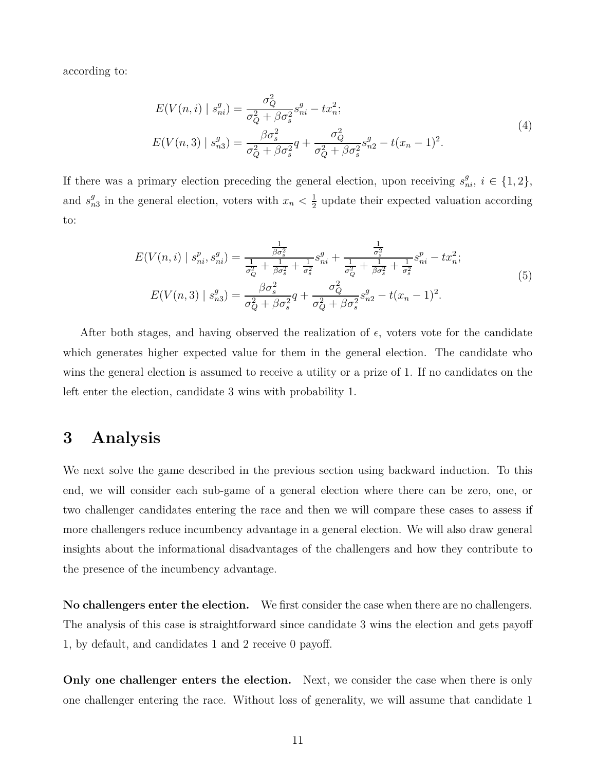according to:

$$
\begin{aligned}
E(V(n,i) \mid s^g_{ni}) &= \frac{\sigma_Q^2}{\sigma_Q^2 + \beta\sigma_s^2} s^g_{ni} - t x_n^2; \\
E(V(n,3) \mid s^g_{n3}) &= \frac{\beta\sigma_s^2}{\sigma_Q^2 + \beta\sigma_s^2} q + \frac{\sigma_Q^2}{\sigma_Q^2 + \beta\sigma_s^2} s^g_{n2} - t(x_n - 1)^2.
\end{aligned} \tag{4}
$$

If there was a primary election preceding the general election, upon receiving $s^g_{ni}$, $i \in \{1, 2\}$, and $s^g_{n3}$ in the general election, voters with $x_n < \frac{1}{2}$ update their expected valuation according to:

$$
\begin{aligned}
E(V(n,i) \mid s^p_{ni}, s^g_{ni}) &= \frac{\frac{1}{\beta\sigma_s^2}}{\frac{1}{\sigma_Q^2} + \frac{1}{\beta\sigma_s^2} + \frac{1}{\sigma_s^2}} s^g_{ni} + \frac{\frac{1}{\sigma_s^2}}{\frac{1}{\sigma_Q^2} + \frac{1}{\beta\sigma_s^2} + \frac{1}{\sigma_s^2}} s^p_{ni} - t x_n^2; \\
E(V(n,3) \mid s^g_{n3}) &= \frac{\beta\sigma_s^2}{\sigma_Q^2 + \beta\sigma_s^2} q + \frac{\sigma_Q^2}{\sigma_Q^2 + \beta\sigma_s^2} s^g_{n2} - t(x_n - 1)^2.
\end{aligned} \tag{5}
$$

After both stages, and having observed the realization of $\epsilon$, voters vote for the candidate which generates higher expected value for them in the general election. The candidate who wins the general election is assumed to receive a utility or a prize of 1. If no candidates on the left enter the election, candidate 3 wins with probability 1.

# 3 Analysis

We next solve the game described in the previous section using backward induction. To this end, we will consider each sub-game of a general election where there can be zero, one, or two challenger candidates entering the race and then we will compare these cases to assess if more challengers reduce incumbency advantage in a general election. We will also draw general insights about the informational disadvantages of the challengers and how they contribute to the presence of the incumbency advantage.

**No challengers enter the election.** We first consider the case when there are no challengers. The analysis of this case is straightforward since candidate 3 wins the election and gets payoff 1, by default, and candidates 1 and 2 receive 0 payoff.

**Only one challenger enters the election.** Next, we consider the case when there is only one challenger entering the race. Without loss of generality, we will assume that candidate 1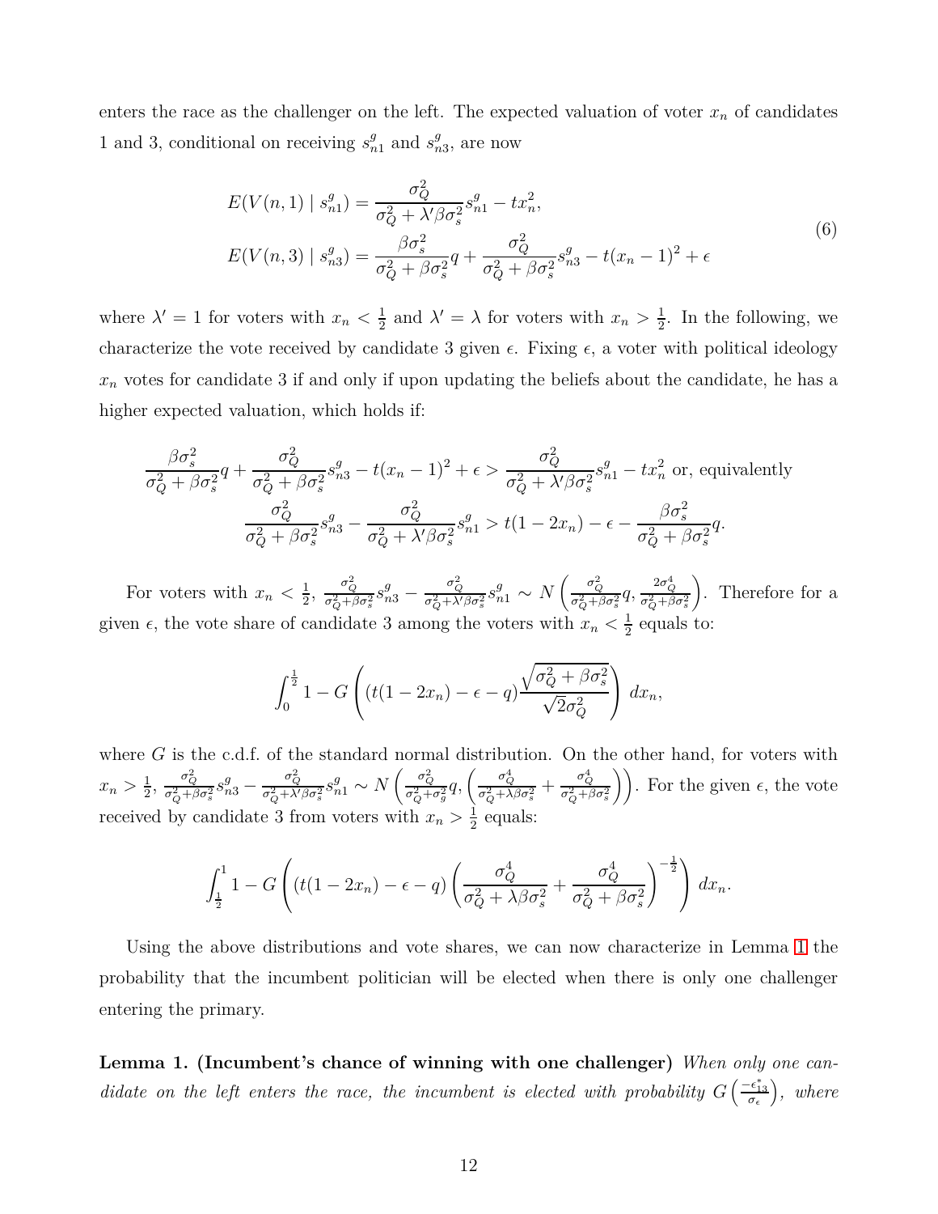enters the race as the challenger on the left. The expected valuation of voter $x_n$ of candidates 1 and 3, conditional on receiving $s^g_{n1}$ and $s^g_{n3}$, are now

$$
\begin{aligned}
E(V(n,1) \mid s^g_{n1}) &= \frac{\sigma_Q^2}{\sigma_Q^2 + \lambda' \beta \sigma_s^2} s^g_{n1} - t x_n^2, \\
E(V(n,3) \mid s^g_{n3}) &= \frac{\beta \sigma_s^2}{\sigma_Q^2 + \beta \sigma_s^2} q + \frac{\sigma_Q^2}{\sigma_Q^2 + \beta \sigma_s^2} s^g_{n3} - t(x_n - 1)^2 + \epsilon
\end{aligned}
\tag{6}
$$

where $\lambda' = 1$ for voters with $x_n < \frac{1}{2}$ and $\lambda' = \lambda$ for voters with $x_n > \frac{1}{2}$. In the following, we characterize the vote received by candidate 3 given $\epsilon$. Fixing $\epsilon$, a voter with political ideology $x_n$ votes for candidate 3 if and only if upon updating the beliefs about the candidate, he has a higher expected valuation, which holds if:

$$
\begin{gathered}
\frac{\beta \sigma_s^2}{\sigma_Q^2 + \beta \sigma_s^2} q + \frac{\sigma_Q^2}{\sigma_Q^2 + \beta \sigma_s^2} s^g_{n3} - t(x_n - 1)^2 + \epsilon > \frac{\sigma_Q^2}{\sigma_Q^2 + \lambda' \beta \sigma_s^2} s^g_{n1} - t x_n^2 \text{ or, equivalently} \\
\frac{\sigma_Q^2}{\sigma_Q^2 + \beta \sigma_s^2} s^g_{n3} - \frac{\sigma_Q^2}{\sigma_Q^2 + \lambda' \beta \sigma_s^2} s^g_{n1} > t(1 - 2x_n) - \epsilon - \frac{\beta \sigma_s^2}{\sigma_Q^2 + \beta \sigma_s^2} q.
\end{gathered}
$$

For voters with $x_n < \frac{1}{2}$, $\frac{\sigma_Q^2}{\sigma_Q^2 + \beta \sigma_s^2} s^g_{n3} - \frac{\sigma_Q^2}{\sigma_Q^2 + \lambda' \beta \sigma_s^2} s^g_{n1} \sim N\left( \frac{\sigma_Q^2}{\sigma_Q^2 + \beta \sigma_s^2} q, \frac{2\sigma_Q^4}{\sigma_Q^2 + \beta \sigma_s^2} \right)$. Therefore for a given $\epsilon$, the vote share of candidate 3 among the voters with $x_n < \frac{1}{2}$ equals to:

$$
\int_0^{\frac{1}{2}} 1 - G\left( (t(1 - 2x_n) - \epsilon - q) \frac{\sqrt{\sigma_Q^2 + \beta \sigma_s^2}}{\sqrt{2} \sigma_Q^2} \right) \, dx_n,
$$

where $G$ is the c.d.f. of the standard normal distribution. On the other hand, for voters with $x_n > \frac{1}{2}$, $\frac{\sigma_Q^2}{\sigma_Q^2 + \beta \sigma_s^2} s^g_{n3} - \frac{\sigma_Q^2}{\sigma_Q^2 + \lambda' \beta \sigma_s^2} s^g_{n1} \sim N\left( \frac{\sigma_Q^2}{\sigma_Q^2 + \sigma_g^2} q, \left( \frac{\sigma_Q^4}{\sigma_Q^2 + \lambda \beta \sigma_s^2} + \frac{\sigma_Q^4}{\sigma_Q^2 + \beta \sigma_s^2} \right) \right)$. For the given $\epsilon$, the vote received by candidate 3 from voters with $x_n > \frac{1}{2}$ equals:

$$
\int_{\frac{1}{2}}^1 1 - G\left( (t(1 - 2x_n) - \epsilon - q) \left( \frac{\sigma_Q^4}{\sigma_Q^2 + \lambda \beta \sigma_s^2} + \frac{\sigma_Q^4}{\sigma_Q^2 + \beta \sigma_s^2} \right)^{-\frac{1}{2}} \right) \, dx_n.
$$

Using the above distributions and vote shares, we can now characterize in Lemma 1 the probability that the incumbent politician will be elected when there is only one challenger entering the primary.

**Lemma 1. (Incumbent's chance of winning with one challenger)** *When only one candidate on the left enters the race, the incumbent is elected with probability $G\left(\frac{-\epsilon^*_{13}}{\sigma_\epsilon}\right)$, where*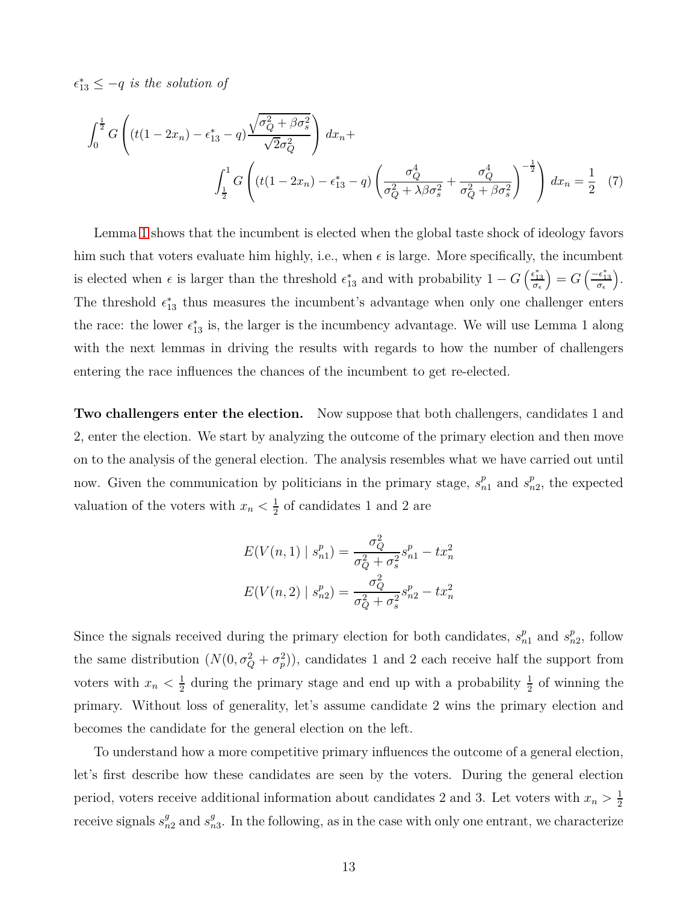$\epsilon_{13}^* \leq -q$ *is the solution of*

$$\int_0^{\frac{1}{2}} G\left((t(1-2x_n) - \epsilon_{13}^* - q)\frac{\sqrt{\sigma_Q^2 + \beta\sigma_s^2}}{\sqrt{2}\sigma_Q^2}\right) dx_n + \int_{\frac{1}{2}}^{1} G\left((t(1-2x_n) - \epsilon_{13}^* - q)\left(\frac{\sigma_Q^4}{\sigma_Q^2 + \lambda\beta\sigma_s^2} + \frac{\sigma_Q^4}{\sigma_Q^2 + \beta\sigma_s^2}\right)^{-\frac{1}{2}}\right) dx_n = \frac{1}{2} \quad (7)$$

Lemma 1 shows that the incumbent is elected when the global taste shock of ideology favors him such that voters evaluate him highly, i.e., when $\epsilon$ is large. More specifically, the incumbent is elected when $\epsilon$ is larger than the threshold $\epsilon_{13}^*$ and with probability $1 - G\left(\frac{\epsilon_{13}^*}{\sigma_\epsilon}\right) = G\left(\frac{-\epsilon_{13}^*}{\sigma_\epsilon}\right)$. The threshold $\epsilon_{13}^*$ thus measures the incumbent's advantage when only one challenger enters the race: the lower $\epsilon_{13}^*$ is, the larger is the incumbency advantage. We will use Lemma 1 along with the next lemmas in driving the results with regards to how the number of challengers entering the race influences the chances of the incumbent to get re-elected.

**Two challengers enter the election.** Now suppose that both challengers, candidates 1 and 2, enter the election. We start by analyzing the outcome of the primary election and then move on to the analysis of the general election. The analysis resembles what we have carried out until now. Given the communication by politicians in the primary stage, $s_{n1}^p$ and $s_{n2}^p$, the expected valuation of the voters with $x_n < \frac{1}{2}$ of candidates 1 and 2 are

$$E(V(n,1) \mid s_{n1}^p) = \frac{\sigma_Q^2}{\sigma_Q^2 + \sigma_s^2} s_{n1}^p - t x_n^2$$
$$E(V(n,2) \mid s_{n2}^p) = \frac{\sigma_Q^2}{\sigma_Q^2 + \sigma_s^2} s_{n2}^p - t x_n^2$$

Since the signals received during the primary election for both candidates, $s_{n1}^p$ and $s_{n2}^p$, follow the same distribution $(N(0, \sigma_Q^2 + \sigma_p^2))$, candidates 1 and 2 each receive half the support from voters with $x_n < \frac{1}{2}$ during the primary stage and end up with a probability $\frac{1}{2}$ of winning the primary. Without loss of generality, let's assume candidate 2 wins the primary election and becomes the candidate for the general election on the left.

To understand how a more competitive primary influences the outcome of a general election, let's first describe how these candidates are seen by the voters. During the general election period, voters receive additional information about candidates 2 and 3. Let voters with $x_n > \frac{1}{2}$ receive signals $s_{n2}^g$ and $s_{n3}^g$. In the following, as in the case with only one entrant, we characterize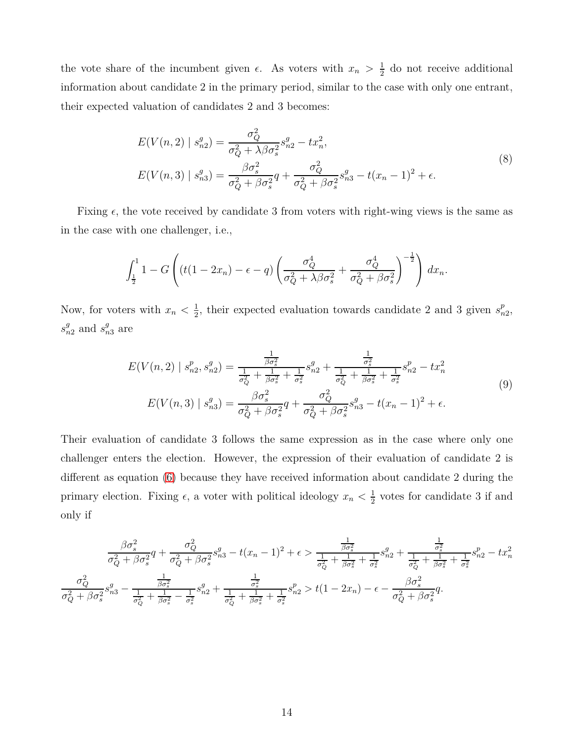the vote share of the incumbent given $\epsilon$. As voters with $x_n > \frac{1}{2}$ do not receive additional information about candidate 2 in the primary period, similar to the case with only one entrant, their expected valuation of candidates 2 and 3 becomes:

$$
\begin{aligned}
E(V(n,2) \mid s_{n2}^g) &= \frac{\sigma_Q^2}{\sigma_Q^2 + \lambda\beta\sigma_s^2} s_{n2}^g - t x_n^2, \\
E(V(n,3) \mid s_{n3}^g) &= \frac{\beta\sigma_s^2}{\sigma_Q^2 + \beta\sigma_s^2} q + \frac{\sigma_Q^2}{\sigma_Q^2 + \beta\sigma_s^2} s_{n3}^g - t(x_n - 1)^2 + \epsilon.
\end{aligned}
\tag{8}
$$

Fixing $\epsilon$, the vote received by candidate 3 from voters with right-wing views is the same as in the case with one challenger, i.e.,

$$
\int_{\frac{1}{2}}^{1} 1 - G\left( (t(1-2x_n) - \epsilon - q) \left( \frac{\sigma_Q^4}{\sigma_Q^2 + \lambda\beta\sigma_s^2} + \frac{\sigma_Q^4}{\sigma_Q^2 + \beta\sigma_s^2} \right)^{-\frac{1}{2}} \right) dx_n.
$$

Now, for voters with $x_n < \frac{1}{2}$, their expected evaluation towards candidate 2 and 3 given $s_{n2}^p$, $s_{n2}^g$ and $s_{n3}^g$ are

$$
\begin{aligned}
E(V(n,2) \mid s_{n2}^p, s_{n2}^g) &= \frac{\frac{1}{\beta\sigma_s^2}}{\frac{1}{\sigma_Q^2} + \frac{1}{\beta\sigma_s^2} + \frac{1}{\sigma_s^2}} s_{n2}^g + \frac{\frac{1}{\sigma_s^2}}{\frac{1}{\sigma_Q^2} + \frac{1}{\beta\sigma_s^2} + \frac{1}{\sigma_s^2}} s_{n2}^p - t x_n^2 \\
E(V(n,3) \mid s_{n3}^g) &= \frac{\beta\sigma_s^2}{\sigma_Q^2 + \beta\sigma_s^2} q + \frac{\sigma_Q^2}{\sigma_Q^2 + \beta\sigma_s^2} s_{n3}^g - t(x_n - 1)^2 + \epsilon.
\end{aligned}
\tag{9}
$$

Their evaluation of candidate 3 follows the same expression as in the case where only one challenger enters the election. However, the expression of their evaluation of candidate 2 is different as equation (6) because they have received information about candidate 2 during the primary election. Fixing $\epsilon$, a voter with political ideology $x_n < \frac{1}{2}$ votes for candidate 3 if and only if

$$
\frac{\beta\sigma_s^2}{\sigma_Q^2 + \beta\sigma_s^2} q + \frac{\sigma_Q^2}{\sigma_Q^2 + \beta\sigma_s^2} s_{n3}^g - t(x_n - 1)^2 + \epsilon > \frac{\frac{1}{\beta\sigma_s^2}}{\frac{1}{\sigma_Q^2} + \frac{1}{\beta\sigma_s^2} + \frac{1}{\sigma_s^2}} s_{n2}^g + \frac{\frac{1}{\sigma_s^2}}{\frac{1}{\sigma_Q^2} + \frac{1}{\beta\sigma_s^2} + \frac{1}{\sigma_s^2}} s_{n2}^p - t x_n^2
$$

$$
\frac{\sigma_Q^2}{\sigma_Q^2 + \beta\sigma_s^2} s_{n3}^g - \frac{\frac{1}{\beta\sigma_s^2}}{\frac{1}{\sigma_Q^2} + \frac{1}{\beta\sigma_s^2} - \frac{1}{\sigma_s^2}} s_{n2}^g + \frac{\frac{1}{\sigma_s^2}}{\frac{1}{\sigma_Q^2} + \frac{1}{\beta\sigma_s^2} + \frac{1}{\sigma_s^2}} s_{n2}^p > t(1 - 2x_n) - \epsilon - \frac{\beta\sigma_s^2}{\sigma_Q^2 + \beta\sigma_s^2} q.
$$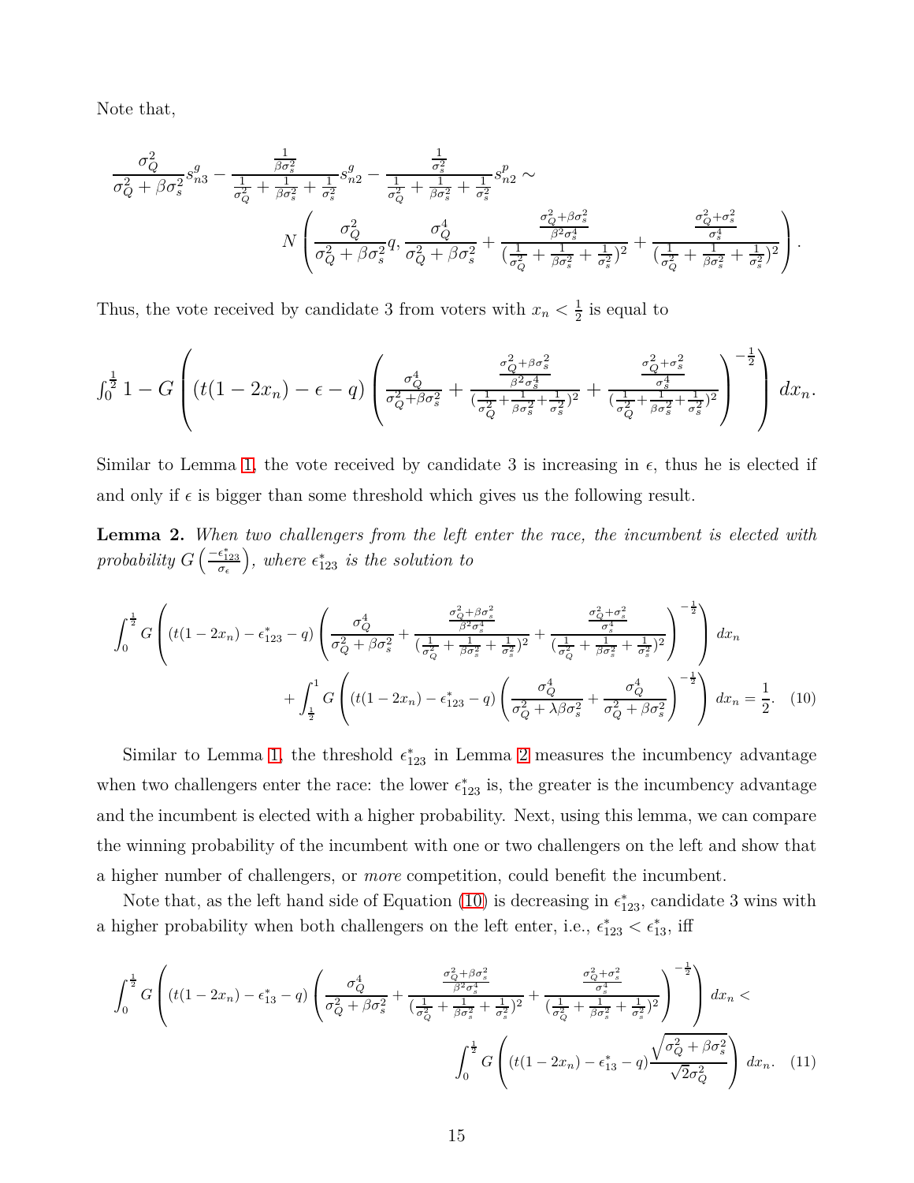Note that,

$$\frac{\sigma_Q^2}{\sigma_Q^2+\beta\sigma_s^2}s_{n3}^g - \frac{\frac{1}{\beta\sigma_s^2}}{\frac{1}{\sigma_Q^2}+\frac{1}{\beta\sigma_s^2}+\frac{1}{\sigma_s^2}}s_{n2}^g - \frac{\frac{1}{\sigma_s^2}}{\frac{1}{\sigma_Q^2}+\frac{1}{\beta\sigma_s^2}+\frac{1}{\sigma_s^2}}s_{n2}^p \sim N\left(\frac{\sigma_Q^2}{\sigma_Q^2+\beta\sigma_s^2}q, \frac{\sigma_Q^4}{\sigma_Q^2+\beta\sigma_s^2} + \frac{\frac{\sigma_Q^2+\beta\sigma_s^2}{\beta^2\sigma_s^4}}{(\frac{1}{\sigma_Q^2}+\frac{1}{\beta\sigma_s^2}+\frac{1}{\sigma_s^2})^2} + \frac{\frac{\sigma_Q^2+\sigma_s^2}{\sigma_s^4}}{(\frac{1}{\sigma_Q^2}+\frac{1}{\beta\sigma_s^2}+\frac{1}{\sigma_s^2})^2}\right).$$

Thus, the vote received by candidate 3 from voters with $x_n < \frac{1}{2}$ is equal to

$$\int_0^{\frac{1}{2}} 1 - G\left((t(1-2x_n)-\epsilon-q)\left(\frac{\sigma_Q^4}{\sigma_Q^2+\beta\sigma_s^2} + \frac{\frac{\sigma_Q^2+\beta\sigma_s^2}{\beta^2\sigma_s^4}}{(\frac{1}{\sigma_Q^2}+\frac{1}{\beta\sigma_s^2}+\frac{1}{\sigma_s^2})^2} + \frac{\frac{\sigma_Q^2+\sigma_s^2}{\sigma_s^4}}{(\frac{1}{\sigma_Q^2}+\frac{1}{\beta\sigma_s^2}+\frac{1}{\sigma_s^2})^2}\right)^{-\frac{1}{2}}\right) dx_n.$$

Similar to Lemma 1, the vote received by candidate 3 is increasing in $\epsilon$, thus he is elected if and only if $\epsilon$ is bigger than some threshold which gives us the following result.

**Lemma 2.** *When two challengers from the left enter the race, the incumbent is elected with probability $G\left(\frac{-\epsilon_{123}^*}{\sigma_\epsilon}\right)$, where $\epsilon_{123}^*$ is the solution to*

$$\int_0^{\frac{1}{2}} G\left((t(1-2x_n)-\epsilon_{123}^*-q)\left(\frac{\sigma_Q^4}{\sigma_Q^2+\beta\sigma_s^2} + \frac{\frac{\sigma_Q^2+\beta\sigma_s^2}{\beta^2\sigma_s^4}}{(\frac{1}{\sigma_Q^2}+\frac{1}{\beta\sigma_s^2}+\frac{1}{\sigma_s^2})^2} + \frac{\frac{\sigma_Q^2+\sigma_s^2}{\sigma_s^4}}{(\frac{1}{\sigma_Q^2}+\frac{1}{\beta\sigma_s^2}+\frac{1}{\sigma_s^2})^2}\right)^{-\frac{1}{2}}\right) dx_n + \int_{\frac{1}{2}}^1 G\left((t(1-2x_n)-\epsilon_{123}^*-q)\left(\frac{\sigma_Q^4}{\sigma_Q^2+\lambda\beta\sigma_s^2} + \frac{\sigma_Q^4}{\sigma_Q^2+\beta\sigma_s^2}\right)^{-\frac{1}{2}}\right) dx_n = \frac{1}{2}. \quad (10)$$

Similar to Lemma 1, the threshold $\epsilon_{123}^*$ in Lemma 2 measures the incumbency advantage when two challengers enter the race: the lower $\epsilon_{123}^*$ is, the greater is the incumbency advantage and the incumbent is elected with a higher probability. Next, using this lemma, we can compare the winning probability of the incumbent with one or two challengers on the left and show that a higher number of challengers, or *more* competition, could benefit the incumbent.

Note that, as the left hand side of Equation (10) is decreasing in $\epsilon_{123}^*$, candidate 3 wins with a higher probability when both challengers on the left enter, i.e., $\epsilon_{123}^* < \epsilon_{13}^*$, iff

$$\int_0^{\frac{1}{2}} G\left((t(1-2x_n)-\epsilon_{13}^*-q)\left(\frac{\sigma_Q^4}{\sigma_Q^2+\beta\sigma_s^2} + \frac{\frac{\sigma_Q^2+\beta\sigma_s^2}{\beta^2\sigma_s^4}}{(\frac{1}{\sigma_Q^2}+\frac{1}{\beta\sigma_s^2}+\frac{1}{\sigma_s^2})^2} + \frac{\frac{\sigma_Q^2+\sigma_s^2}{\sigma_s^4}}{(\frac{1}{\sigma_Q^2}+\frac{1}{\beta\sigma_s^2}+\frac{1}{\sigma_s^2})^2}\right)^{-\frac{1}{2}}\right) dx_n < \int_0^{\frac{1}{2}} G\left((t(1-2x_n)-\epsilon_{13}^*-q)\frac{\sqrt{\sigma_Q^2+\beta\sigma_s^2}}{\sqrt{2}\sigma_Q^2}\right) dx_n. \quad (11)$$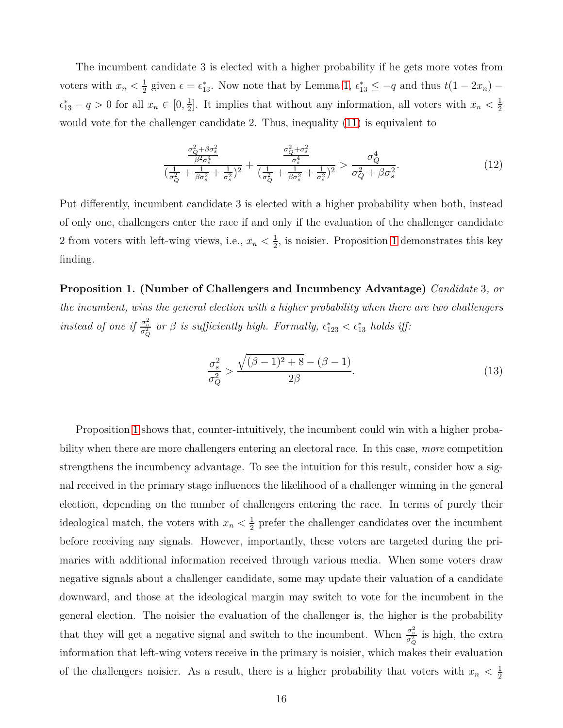The incumbent candidate 3 is elected with a higher probability if he gets more votes from voters with $x_n < \frac{1}{2}$ given $\epsilon = \epsilon^*_{13}$. Now note that by Lemma 1, $\epsilon^*_{13} \leq -q$ and thus $t(1-2x_n) - \epsilon^*_{13} - q > 0$ for all $x_n \in [0, \frac{1}{2}]$. It implies that without any information, all voters with $x_n < \frac{1}{2}$ would vote for the challenger candidate 2. Thus, inequality (11) is equivalent to

$$\frac{\frac{\sigma_Q^2 + \beta\sigma_s^2}{\beta^2\sigma_s^4}}{(\frac{1}{\sigma_Q^2} + \frac{1}{\beta\sigma_s^2} + \frac{1}{\sigma_s^2})^2} + \frac{\frac{\sigma_Q^2 + \sigma_s^2}{\sigma_s^4}}{(\frac{1}{\sigma_Q^2} + \frac{1}{\beta\sigma_s^2} + \frac{1}{\sigma_s^2})^2} > \frac{\sigma_Q^4}{\sigma_Q^2 + \beta\sigma_s^2}. \tag{12}$$

Put differently, incumbent candidate 3 is elected with a higher probability when both, instead of only one, challengers enter the race if and only if the evaluation of the challenger candidate 2 from voters with left-wing views, i.e., $x_n < \frac{1}{2}$, is noisier. Proposition 1 demonstrates this key finding.

**Proposition 1. (Number of Challengers and Incumbency Advantage)** *Candidate* 3*, or the incumbent, wins the general election with a higher probability when there are two challengers instead of one if* $\frac{\sigma_s^2}{\sigma_Q^2}$ *or* $\beta$ *is sufficiently high. Formally,* $\epsilon^*_{123} < \epsilon^*_{13}$ *holds iff:*

$$\frac{\sigma_s^2}{\sigma_Q^2} > \frac{\sqrt{(\beta-1)^2 + 8} - (\beta - 1)}{2\beta}. \tag{13}$$

Proposition 1 shows that, counter-intuitively, the incumbent could win with a higher probability when there are more challengers entering an electoral race. In this case, *more* competition strengthens the incumbency advantage. To see the intuition for this result, consider how a signal received in the primary stage influences the likelihood of a challenger winning in the general election, depending on the number of challengers entering the race. In terms of purely their ideological match, the voters with $x_n < \frac{1}{2}$ prefer the challenger candidates over the incumbent before receiving any signals. However, importantly, these voters are targeted during the primaries with additional information received through various media. When some voters draw negative signals about a challenger candidate, some may update their valuation of a candidate downward, and those at the ideological margin may switch to vote for the incumbent in the general election. The noisier the evaluation of the challenger is, the higher is the probability that they will get a negative signal and switch to the incumbent. When $\frac{\sigma_s^2}{\sigma_Q^2}$ is high, the extra information that left-wing voters receive in the primary is noisier, which makes their evaluation of the challengers noisier. As a result, there is a higher probability that voters with $x_n < \frac{1}{2}$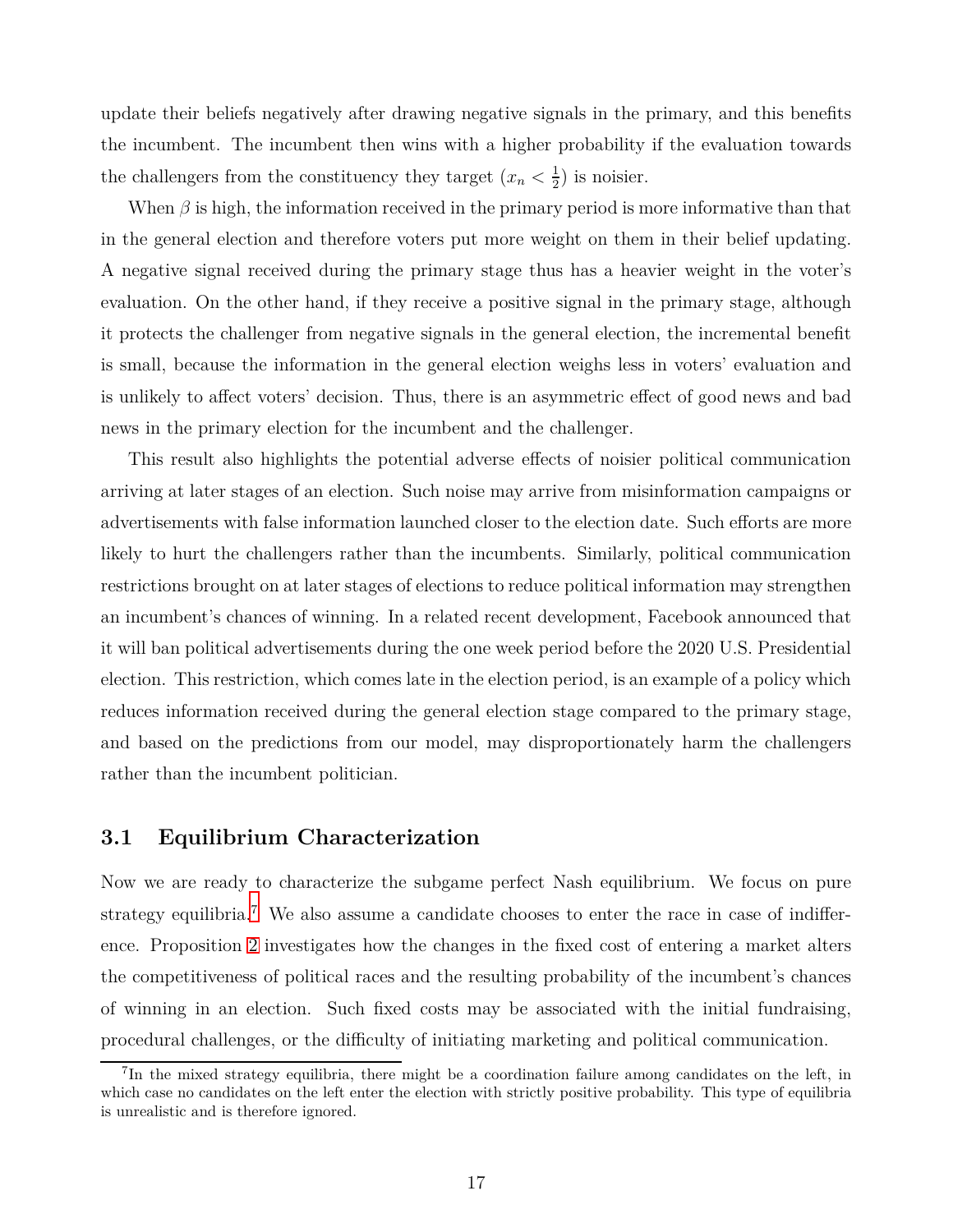update their beliefs negatively after drawing negative signals in the primary, and this benefits the incumbent. The incumbent then wins with a higher probability if the evaluation towards the challengers from the constituency they target ($x_n < \frac{1}{2}$) is noisier.

When $\beta$ is high, the information received in the primary period is more informative than that in the general election and therefore voters put more weight on them in their belief updating. A negative signal received during the primary stage thus has a heavier weight in the voter's evaluation. On the other hand, if they receive a positive signal in the primary stage, although it protects the challenger from negative signals in the general election, the incremental benefit is small, because the information in the general election weighs less in voters' evaluation and is unlikely to affect voters' decision. Thus, there is an asymmetric effect of good news and bad news in the primary election for the incumbent and the challenger.

This result also highlights the potential adverse effects of noisier political communication arriving at later stages of an election. Such noise may arrive from misinformation campaigns or advertisements with false information launched closer to the election date. Such efforts are more likely to hurt the challengers rather than the incumbents. Similarly, political communication restrictions brought on at later stages of elections to reduce political information may strengthen an incumbent's chances of winning. In a related recent development, Facebook announced that it will ban political advertisements during the one week period before the 2020 U.S. Presidential election. This restriction, which comes late in the election period, is an example of a policy which reduces information received during the general election stage compared to the primary stage, and based on the predictions from our model, may disproportionately harm the challengers rather than the incumbent politician.

## 3.1 Equilibrium Characterization

Now we are ready to characterize the subgame perfect Nash equilibrium. We focus on pure strategy equilibria.[7] We also assume a candidate chooses to enter the race in case of indifference. Proposition 2 investigates how the changes in the fixed cost of entering a market alters the competitiveness of political races and the resulting probability of the incumbent's chances of winning in an election. Such fixed costs may be associated with the initial fundraising, procedural challenges, or the difficulty of initiating marketing and political communication.

[7] In the mixed strategy equilibria, there might be a coordination failure among candidates on the left, in which case no candidates on the left enter the election with strictly positive probability. This type of equilibria is unrealistic and is therefore ignored.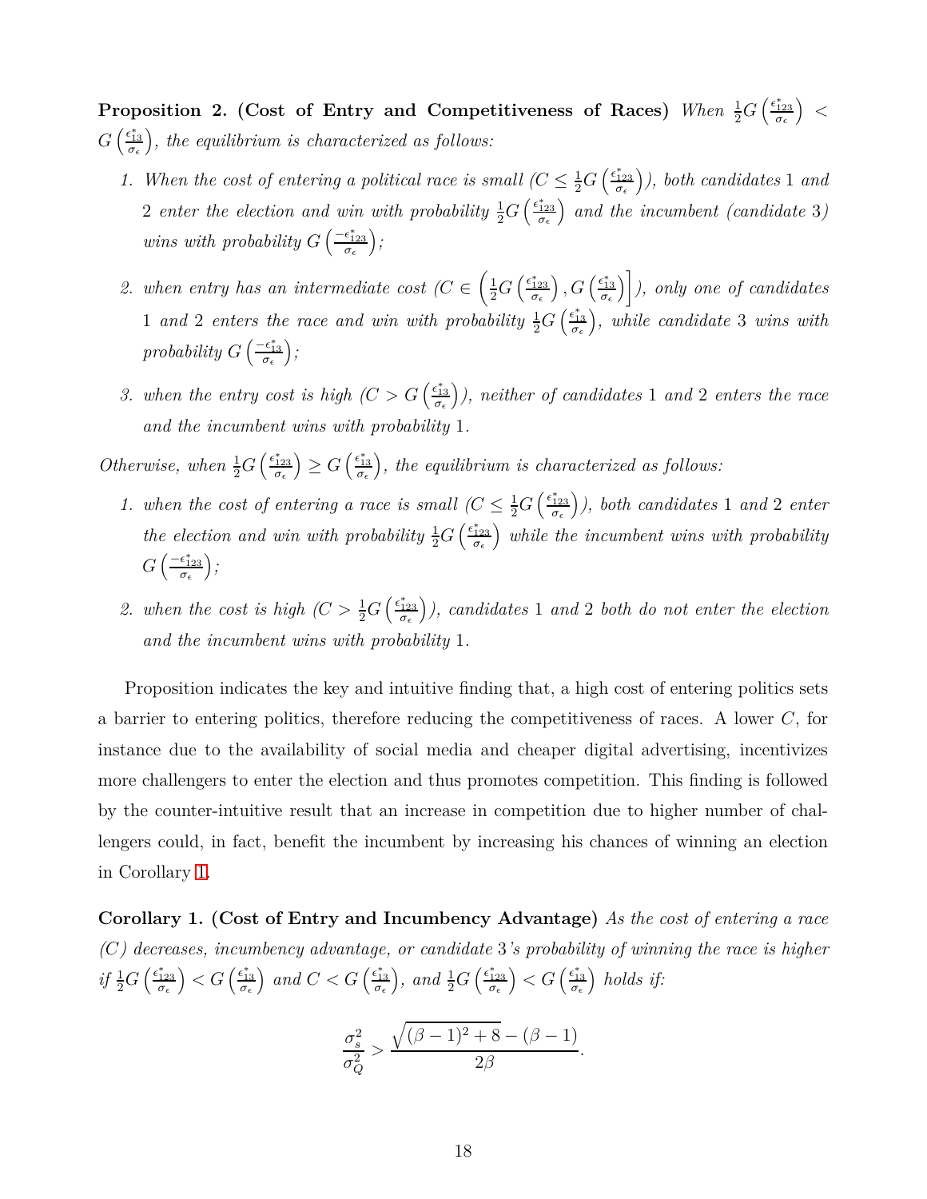**Proposition 2. (Cost of Entry and Competitiveness of Races)** *When* $\frac{1}{2}G\left(\frac{\epsilon^*_{123}}{\sigma_\epsilon}\right) < G\left(\frac{\epsilon^*_{13}}{\sigma_\epsilon}\right)$*, the equilibrium is characterized as follows:*

1. *When the cost of entering a political race is small ($C \leq \frac{1}{2}G\left(\frac{\epsilon^*_{123}}{\sigma_\epsilon}\right)$), both candidates 1 and 2 enter the election and win with probability $\frac{1}{2}G\left(\frac{\epsilon^*_{123}}{\sigma_\epsilon}\right)$ and the incumbent (candidate 3) wins with probability $G\left(\frac{-\epsilon^*_{123}}{\sigma_\epsilon}\right)$;*

2. *when entry has an intermediate cost ($C \in \left(\frac{1}{2}G\left(\frac{\epsilon^*_{123}}{\sigma_\epsilon}\right), G\left(\frac{\epsilon^*_{13}}{\sigma_\epsilon}\right)\right]$), only one of candidates 1 and 2 enters the race and win with probability $\frac{1}{2}G\left(\frac{\epsilon^*_{13}}{\sigma_\epsilon}\right)$, while candidate 3 wins with probability $G\left(\frac{-\epsilon^*_{13}}{\sigma_\epsilon}\right)$;*

3. *when the entry cost is high ($C > G\left(\frac{\epsilon^*_{13}}{\sigma_\epsilon}\right)$), neither of candidates 1 and 2 enters the race and the incumbent wins with probability 1.*

*Otherwise, when* $\frac{1}{2}G\left(\frac{\epsilon^*_{123}}{\sigma_\epsilon}\right) \geq G\left(\frac{\epsilon^*_{13}}{\sigma_\epsilon}\right)$*, the equilibrium is characterized as follows:*

1. *when the cost of entering a race is small ($C \leq \frac{1}{2}G\left(\frac{\epsilon^*_{123}}{\sigma_\epsilon}\right)$), both candidates 1 and 2 enter the election and win with probability $\frac{1}{2}G\left(\frac{\epsilon^*_{123}}{\sigma_\epsilon}\right)$ while the incumbent wins with probability $G\left(\frac{-\epsilon^*_{123}}{\sigma_\epsilon}\right)$;*

2. *when the cost is high ($C > \frac{1}{2}G\left(\frac{\epsilon^*_{123}}{\sigma_\epsilon}\right)$), candidates 1 and 2 both do not enter the election and the incumbent wins with probability 1.*

Proposition indicates the key and intuitive finding that, a high cost of entering politics sets a barrier to entering politics, therefore reducing the competitiveness of races. A lower $C$, for instance due to the availability of social media and cheaper digital advertising, incentivizes more challengers to enter the election and thus promotes competition. This finding is followed by the counter-intuitive result that an increase in competition due to higher number of challengers could, in fact, benefit the incumbent by increasing his chances of winning an election in Corollary 1.

**Corollary 1. (Cost of Entry and Incumbency Advantage)** *As the cost of entering a race ($C$) decreases, incumbency advantage, or candidate 3's probability of winning the race is higher if* $\frac{1}{2}G\left(\frac{\epsilon^*_{123}}{\sigma_\epsilon}\right) < G\left(\frac{\epsilon^*_{13}}{\sigma_\epsilon}\right)$ *and* $C < G\left(\frac{\epsilon^*_{13}}{\sigma_\epsilon}\right)$*, and* $\frac{1}{2}G\left(\frac{\epsilon^*_{123}}{\sigma_\epsilon}\right) < G\left(\frac{\epsilon^*_{13}}{\sigma_\epsilon}\right)$ *holds if:*

$$\frac{\sigma_s^2}{\sigma_Q^2} > \frac{\sqrt{(\beta-1)^2+8}-(\beta-1)}{2\beta}.$$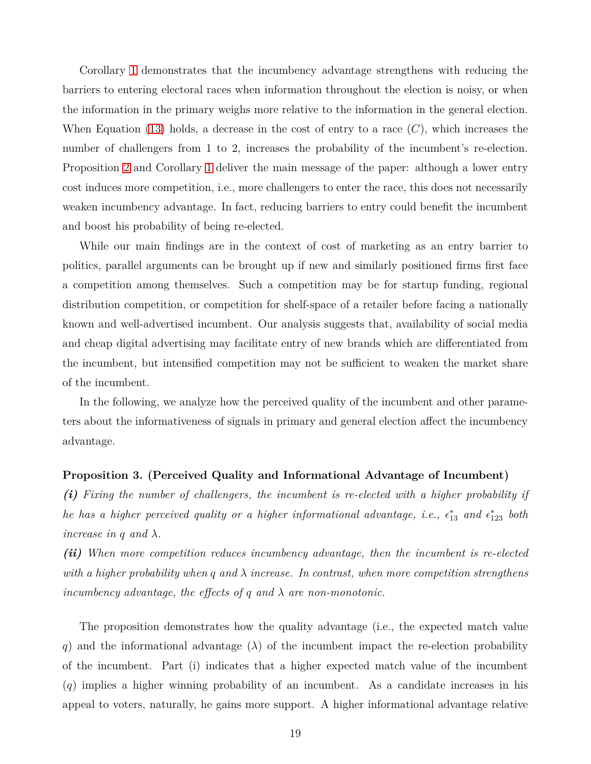Corollary 1 demonstrates that the incumbency advantage strengthens with reducing the barriers to entering electoral races when information throughout the election is noisy, or when the information in the primary weighs more relative to the information in the general election. When Equation (13) holds, a decrease in the cost of entry to a race ($C$), which increases the number of challengers from 1 to 2, increases the probability of the incumbent's re-election. Proposition 2 and Corollary 1 deliver the main message of the paper: although a lower entry cost induces more competition, i.e., more challengers to enter the race, this does not necessarily weaken incumbency advantage. In fact, reducing barriers to entry could benefit the incumbent and boost his probability of being re-elected.

While our main findings are in the context of cost of marketing as an entry barrier to politics, parallel arguments can be brought up if new and similarly positioned firms first face a competition among themselves. Such a competition may be for startup funding, regional distribution competition, or competition for shelf-space of a retailer before facing a nationally known and well-advertised incumbent. Our analysis suggests that, availability of social media and cheap digital advertising may facilitate entry of new brands which are differentiated from the incumbent, but intensified competition may not be sufficient to weaken the market share of the incumbent.

In the following, we analyze how the perceived quality of the incumbent and other parameters about the informativeness of signals in primary and general election affect the incumbency advantage.

**Proposition 3. (Perceived Quality and Informational Advantage of Incumbent)**

***(i)*** *Fixing the number of challengers, the incumbent is re-elected with a higher probability if he has a higher perceived quality or a higher informational advantage, i.e.,* $\epsilon^*_{13}$ *and* $\epsilon^*_{123}$ *both increase in* $q$ *and* $\lambda$*.*

***(ii)*** *When more competition reduces incumbency advantage, then the incumbent is re-elected with a higher probability when* $q$ *and* $\lambda$ *increase. In contrast, when more competition strengthens incumbency advantage, the effects of* $q$ *and* $\lambda$ *are non-monotonic.*

The proposition demonstrates how the quality advantage (i.e., the expected match value $q$) and the informational advantage ($\lambda$) of the incumbent impact the re-election probability of the incumbent. Part (i) indicates that a higher expected match value of the incumbent ($q$) implies a higher winning probability of an incumbent. As a candidate increases in his appeal to voters, naturally, he gains more support. A higher informational advantage relative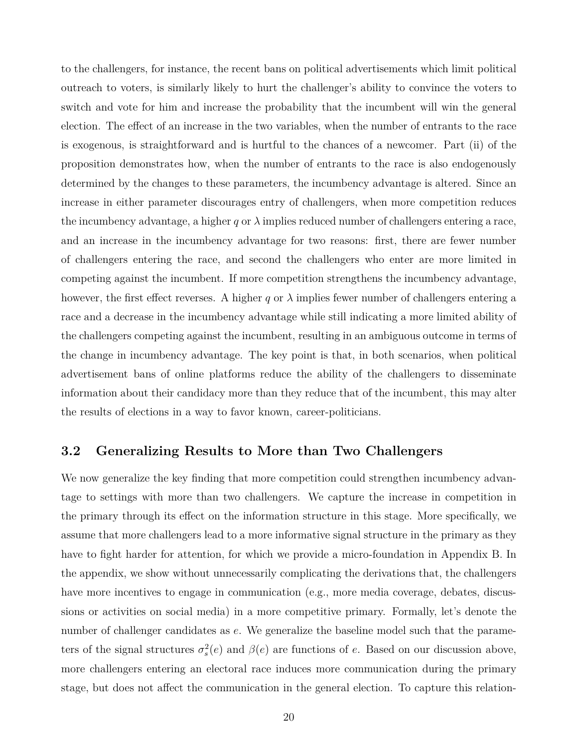to the challengers, for instance, the recent bans on political advertisements which limit political outreach to voters, is similarly likely to hurt the challenger's ability to convince the voters to switch and vote for him and increase the probability that the incumbent will win the general election. The effect of an increase in the two variables, when the number of entrants to the race is exogenous, is straightforward and is hurtful to the chances of a newcomer. Part (ii) of the proposition demonstrates how, when the number of entrants to the race is also endogenously determined by the changes to these parameters, the incumbency advantage is altered. Since an increase in either parameter discourages entry of challengers, when more competition reduces the incumbency advantage, a higher $q$ or $\lambda$ implies reduced number of challengers entering a race, and an increase in the incumbency advantage for two reasons: first, there are fewer number of challengers entering the race, and second the challengers who enter are more limited in competing against the incumbent. If more competition strengthens the incumbency advantage, however, the first effect reverses. A higher $q$ or $\lambda$ implies fewer number of challengers entering a race and a decrease in the incumbency advantage while still indicating a more limited ability of the challengers competing against the incumbent, resulting in an ambiguous outcome in terms of the change in incumbency advantage. The key point is that, in both scenarios, when political advertisement bans of online platforms reduce the ability of the challengers to disseminate information about their candidacy more than they reduce that of the incumbent, this may alter the results of elections in a way to favor known, career-politicians.

## 3.2 Generalizing Results to More than Two Challengers

We now generalize the key finding that more competition could strengthen incumbency advantage to settings with more than two challengers. We capture the increase in competition in the primary through its effect on the information structure in this stage. More specifically, we assume that more challengers lead to a more informative signal structure in the primary as they have to fight harder for attention, for which we provide a micro-foundation in Appendix B. In the appendix, we show without unnecessarily complicating the derivations that, the challengers have more incentives to engage in communication (e.g., more media coverage, debates, discussions or activities on social media) in a more competitive primary. Formally, let's denote the number of challenger candidates as $e$. We generalize the baseline model such that the parameters of the signal structures $\sigma_s^2(e)$ and $\beta(e)$ are functions of $e$. Based on our discussion above, more challengers entering an electoral race induces more communication during the primary stage, but does not affect the communication in the general election. To capture this relation-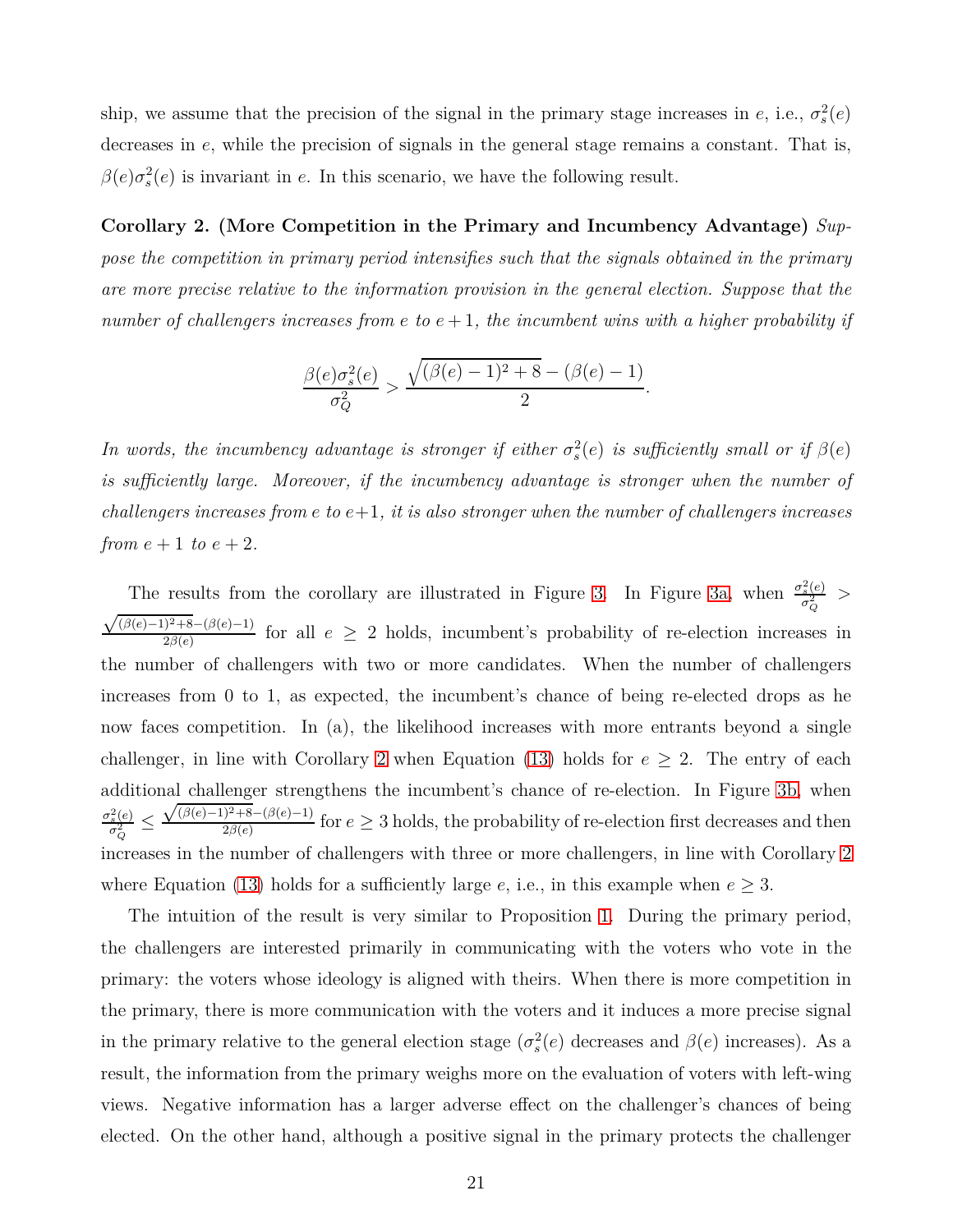ship, we assume that the precision of the signal in the primary stage increases in $e$, i.e., $\sigma_s^2(e)$ decreases in $e$, while the precision of signals in the general stage remains a constant. That is, $\beta(e)\sigma_s^2(e)$ is invariant in $e$. In this scenario, we have the following result.

**Corollary 2. (More Competition in the Primary and Incumbency Advantage)** *Suppose the competition in primary period intensifies such that the signals obtained in the primary are more precise relative to the information provision in the general election. Suppose that the number of challengers increases from $e$ to $e+1$, the incumbent wins with a higher probability if*

$$\frac{\beta(e)\sigma_s^2(e)}{\sigma_Q^2} > \frac{\sqrt{(\beta(e)-1)^2+8}-(\beta(e)-1)}{2}.$$

*In words, the incumbency advantage is stronger if either $\sigma_s^2(e)$ is sufficiently small or if $\beta(e)$ is sufficiently large. Moreover, if the incumbency advantage is stronger when the number of challengers increases from $e$ to $e+1$, it is also stronger when the number of challengers increases from $e+1$ to $e+2$.*

The results from the corollary are illustrated in Figure 3. In Figure 3a, when $\frac{\sigma_s^2(e)}{\sigma_Q^2} > \frac{\sqrt{(\beta(e)-1)^2+8}-(\beta(e)-1)}{2\beta(e)}$ for all $e \geq 2$ holds, incumbent's probability of re-election increases in the number of challengers with two or more candidates. When the number of challengers increases from 0 to 1, as expected, the incumbent's chance of being re-elected drops as he now faces competition. In (a), the likelihood increases with more entrants beyond a single challenger, in line with Corollary 2 when Equation (13) holds for $e \geq 2$. The entry of each additional challenger strengthens the incumbent's chance of re-election. In Figure 3b, when $\frac{\sigma_s^2(e)}{\sigma_Q^2} \leq \frac{\sqrt{(\beta(e)-1)^2+8}-(\beta(e)-1)}{2\beta(e)}$ for $e \geq 3$ holds, the probability of re-election first decreases and then increases in the number of challengers with three or more challengers, in line with Corollary 2 where Equation (13) holds for a sufficiently large $e$, i.e., in this example when $e \geq 3$.

The intuition of the result is very similar to Proposition 1. During the primary period, the challengers are interested primarily in communicating with the voters who vote in the primary: the voters whose ideology is aligned with theirs. When there is more competition in the primary, there is more communication with the voters and it induces a more precise signal in the primary relative to the general election stage ($\sigma_s^2(e)$ decreases and $\beta(e)$ increases). As a result, the information from the primary weighs more on the evaluation of voters with left-wing views. Negative information has a larger adverse effect on the challenger's chances of being elected. On the other hand, although a positive signal in the primary protects the challenger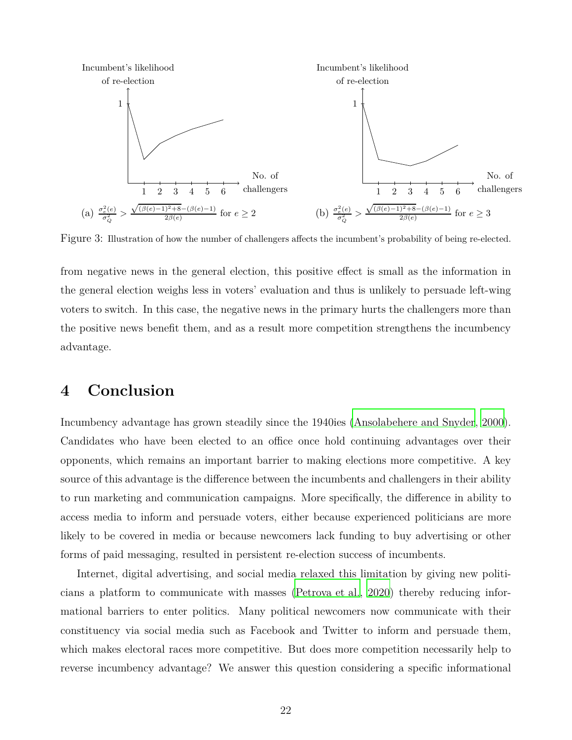(a) $\frac{\sigma_e^2(e)}{\sigma_Q^2} > \frac{\sqrt{(\beta(e)-1)^2+8}-(\beta(e)-1)}{2\beta(e)}$ for $e \geq 2$

(b) $\frac{\sigma_e^2(e)}{\sigma_Q^2} > \frac{\sqrt{(\beta(e)-1)^2+8}-(\beta(e)-1)}{2\beta(e)}$ for $e \geq 3$

Figure 3: Illustration of how the number of challengers affects the incumbent's probability of being re-elected.

from negative news in the general election, this positive effect is small as the information in the general election weighs less in voters' evaluation and thus is unlikely to persuade left-wing voters to switch. In this case, the negative news in the primary hurts the challengers more than the positive news benefit them, and as a result more competition strengthens the incumbency advantage.

# 4 Conclusion

Incumbency advantage has grown steadily since the 1940ies (Ansolabehere and Snyder, 2000). Candidates who have been elected to an office once hold continuing advantages over their opponents, which remains an important barrier to making elections more competitive. A key source of this advantage is the difference between the incumbents and challengers in their ability to run marketing and communication campaigns. More specifically, the difference in ability to access media to inform and persuade voters, either because experienced politicians are more likely to be covered in media or because newcomers lack funding to buy advertising or other forms of paid messaging, resulted in persistent re-election success of incumbents.

Internet, digital advertising, and social media relaxed this limitation by giving new politicians a platform to communicate with masses (Petrova et al., 2020) thereby reducing informational barriers to enter politics. Many political newcomers now communicate with their constituency via social media such as Facebook and Twitter to inform and persuade them, which makes electoral races more competitive. But does more competition necessarily help to reverse incumbency advantage? We answer this question considering a specific informational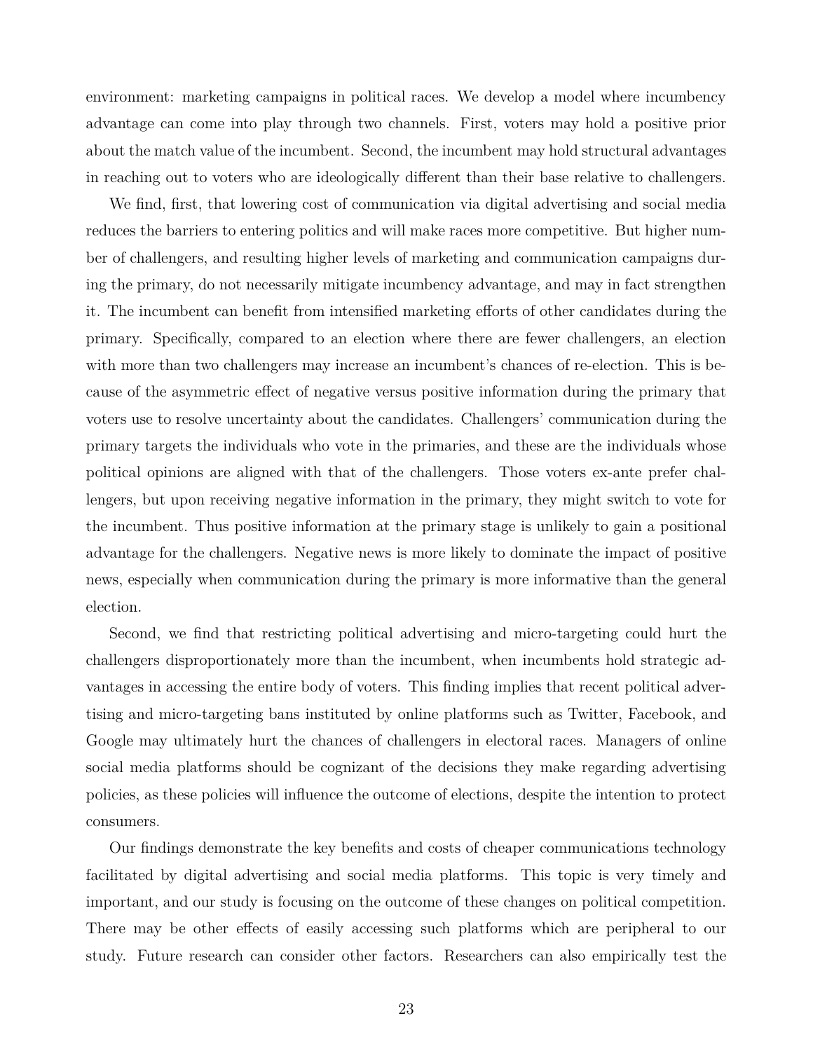environment: marketing campaigns in political races. We develop a model where incumbency advantage can come into play through two channels. First, voters may hold a positive prior about the match value of the incumbent. Second, the incumbent may hold structural advantages in reaching out to voters who are ideologically different than their base relative to challengers.

We find, first, that lowering cost of communication via digital advertising and social media reduces the barriers to entering politics and will make races more competitive. But higher number of challengers, and resulting higher levels of marketing and communication campaigns during the primary, do not necessarily mitigate incumbency advantage, and may in fact strengthen it. The incumbent can benefit from intensified marketing efforts of other candidates during the primary. Specifically, compared to an election where there are fewer challengers, an election with more than two challengers may increase an incumbent's chances of re-election. This is because of the asymmetric effect of negative versus positive information during the primary that voters use to resolve uncertainty about the candidates. Challengers' communication during the primary targets the individuals who vote in the primaries, and these are the individuals whose political opinions are aligned with that of the challengers. Those voters ex-ante prefer challengers, but upon receiving negative information in the primary, they might switch to vote for the incumbent. Thus positive information at the primary stage is unlikely to gain a positional advantage for the challengers. Negative news is more likely to dominate the impact of positive news, especially when communication during the primary is more informative than the general election.

Second, we find that restricting political advertising and micro-targeting could hurt the challengers disproportionately more than the incumbent, when incumbents hold strategic advantages in accessing the entire body of voters. This finding implies that recent political advertising and micro-targeting bans instituted by online platforms such as Twitter, Facebook, and Google may ultimately hurt the chances of challengers in electoral races. Managers of online social media platforms should be cognizant of the decisions they make regarding advertising policies, as these policies will influence the outcome of elections, despite the intention to protect consumers.

Our findings demonstrate the key benefits and costs of cheaper communications technology facilitated by digital advertising and social media platforms. This topic is very timely and important, and our study is focusing on the outcome of these changes on political competition. There may be other effects of easily accessing such platforms which are peripheral to our study. Future research can consider other factors. Researchers can also empirically test the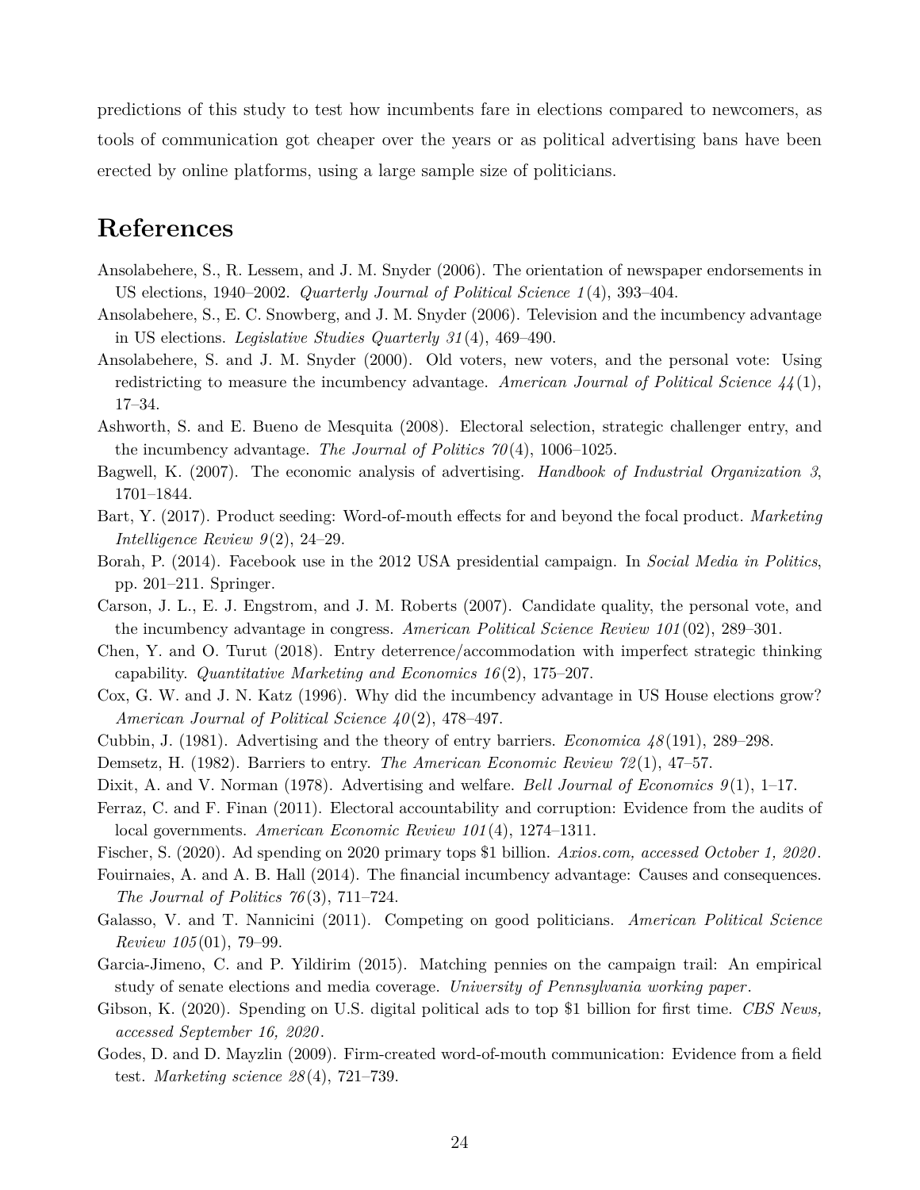predictions of this study to test how incumbents fare in elections compared to newcomers, as tools of communication got cheaper over the years or as political advertising bans have been erected by online platforms, using a large sample size of politicians.

# References

Ansolabehere, S., R. Lessem, and J. M. Snyder (2006). The orientation of newspaper endorsements in US elections, 1940–2002. *Quarterly Journal of Political Science 1*(4), 393–404.

Ansolabehere, S., E. C. Snowberg, and J. M. Snyder (2006). Television and the incumbency advantage in US elections. *Legislative Studies Quarterly 31*(4), 469–490.

Ansolabehere, S. and J. M. Snyder (2000). Old voters, new voters, and the personal vote: Using redistricting to measure the incumbency advantage. *American Journal of Political Science 44*(1), 17–34.

Ashworth, S. and E. Bueno de Mesquita (2008). Electoral selection, strategic challenger entry, and the incumbency advantage. *The Journal of Politics 70*(4), 1006–1025.

Bagwell, K. (2007). The economic analysis of advertising. *Handbook of Industrial Organization 3*, 1701–1844.

Bart, Y. (2017). Product seeding: Word-of-mouth effects for and beyond the focal product. *Marketing Intelligence Review 9*(2), 24–29.

Borah, P. (2014). Facebook use in the 2012 USA presidential campaign. In *Social Media in Politics*, pp. 201–211. Springer.

Carson, J. L., E. J. Engstrom, and J. M. Roberts (2007). Candidate quality, the personal vote, and the incumbency advantage in congress. *American Political Science Review 101*(02), 289–301.

Chen, Y. and O. Turut (2018). Entry deterrence/accommodation with imperfect strategic thinking capability. *Quantitative Marketing and Economics 16*(2), 175–207.

Cox, G. W. and J. N. Katz (1996). Why did the incumbency advantage in US House elections grow? *American Journal of Political Science 40*(2), 478–497.

Cubbin, J. (1981). Advertising and the theory of entry barriers. *Economica 48*(191), 289–298.

Demsetz, H. (1982). Barriers to entry. *The American Economic Review 72*(1), 47–57.

Dixit, A. and V. Norman (1978). Advertising and welfare. *Bell Journal of Economics 9*(1), 1–17.

Ferraz, C. and F. Finan (2011). Electoral accountability and corruption: Evidence from the audits of local governments. *American Economic Review 101*(4), 1274–1311.

Fischer, S. (2020). Ad spending on 2020 primary tops $1 billion. *Axios.com, accessed October 1, 2020*.

Fouirnaies, A. and A. B. Hall (2014). The financial incumbency advantage: Causes and consequences. *The Journal of Politics 76*(3), 711–724.

Galasso, V. and T. Nannicini (2011). Competing on good politicians. *American Political Science Review 105*(01), 79–99.

Garcia-Jimeno, C. and P. Yildirim (2015). Matching pennies on the campaign trail: An empirical study of senate elections and media coverage. *University of Pennsylvania working paper*.

Gibson, K. (2020). Spending on U.S. digital political ads to top $1 billion for first time. *CBS News, accessed September 16, 2020*.

Godes, D. and D. Mayzlin (2009). Firm-created word-of-mouth communication: Evidence from a field test. *Marketing science 28*(4), 721–739.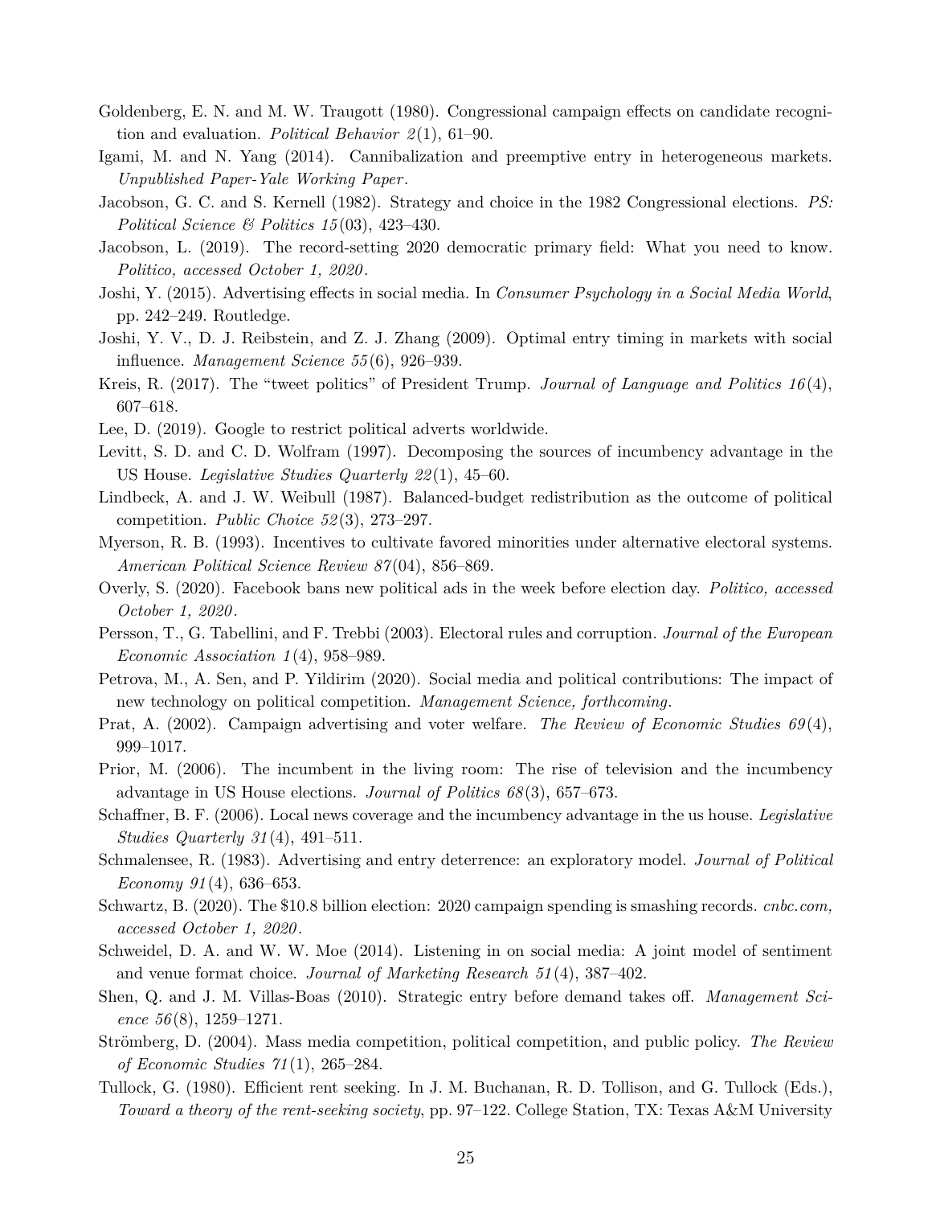Goldenberg, E. N. and M. W. Traugott (1980). Congressional campaign effects on candidate recognition and evaluation. *Political Behavior 2*(1), 61–90.

Igami, M. and N. Yang (2014). Cannibalization and preemptive entry in heterogeneous markets. *Unpublished Paper-Yale Working Paper*.

Jacobson, G. C. and S. Kernell (1982). Strategy and choice in the 1982 Congressional elections. *PS: Political Science & Politics 15*(03), 423–430.

Jacobson, L. (2019). The record-setting 2020 democratic primary field: What you need to know. *Politico, accessed October 1, 2020*.

Joshi, Y. (2015). Advertising effects in social media. In *Consumer Psychology in a Social Media World*, pp. 242–249. Routledge.

Joshi, Y. V., D. J. Reibstein, and Z. J. Zhang (2009). Optimal entry timing in markets with social influence. *Management Science 55*(6), 926–939.

Kreis, R. (2017). The "tweet politics" of President Trump. *Journal of Language and Politics 16*(4), 607–618.

Lee, D. (2019). Google to restrict political adverts worldwide.

Levitt, S. D. and C. D. Wolfram (1997). Decomposing the sources of incumbency advantage in the US House. *Legislative Studies Quarterly 22*(1), 45–60.

Lindbeck, A. and J. W. Weibull (1987). Balanced-budget redistribution as the outcome of political competition. *Public Choice 52*(3), 273–297.

Myerson, R. B. (1993). Incentives to cultivate favored minorities under alternative electoral systems. *American Political Science Review 87*(04), 856–869.

Overly, S. (2020). Facebook bans new political ads in the week before election day. *Politico, accessed October 1, 2020*.

Persson, T., G. Tabellini, and F. Trebbi (2003). Electoral rules and corruption. *Journal of the European Economic Association 1*(4), 958–989.

Petrova, M., A. Sen, and P. Yildirim (2020). Social media and political contributions: The impact of new technology on political competition. *Management Science, forthcoming*.

Prat, A. (2002). Campaign advertising and voter welfare. *The Review of Economic Studies 69*(4), 999–1017.

Prior, M. (2006). The incumbent in the living room: The rise of television and the incumbency advantage in US House elections. *Journal of Politics 68*(3), 657–673.

Schaffner, B. F. (2006). Local news coverage and the incumbency advantage in the us house. *Legislative Studies Quarterly 31*(4), 491–511.

Schmalensee, R. (1983). Advertising and entry deterrence: an exploratory model. *Journal of Political Economy 91*(4), 636–653.

Schwartz, B. (2020). The $10.8 billion election: 2020 campaign spending is smashing records. *cnbc.com, accessed October 1, 2020*.

Schweidel, D. A. and W. W. Moe (2014). Listening in on social media: A joint model of sentiment and venue format choice. *Journal of Marketing Research 51*(4), 387–402.

Shen, Q. and J. M. Villas-Boas (2010). Strategic entry before demand takes off. *Management Science 56*(8), 1259–1271.

Strömberg, D. (2004). Mass media competition, political competition, and public policy. *The Review of Economic Studies 71*(1), 265–284.

Tullock, G. (1980). Efficient rent seeking. In J. M. Buchanan, R. D. Tollison, and G. Tullock (Eds.), *Toward a theory of the rent-seeking society*, pp. 97–122. College Station, TX: Texas A&M University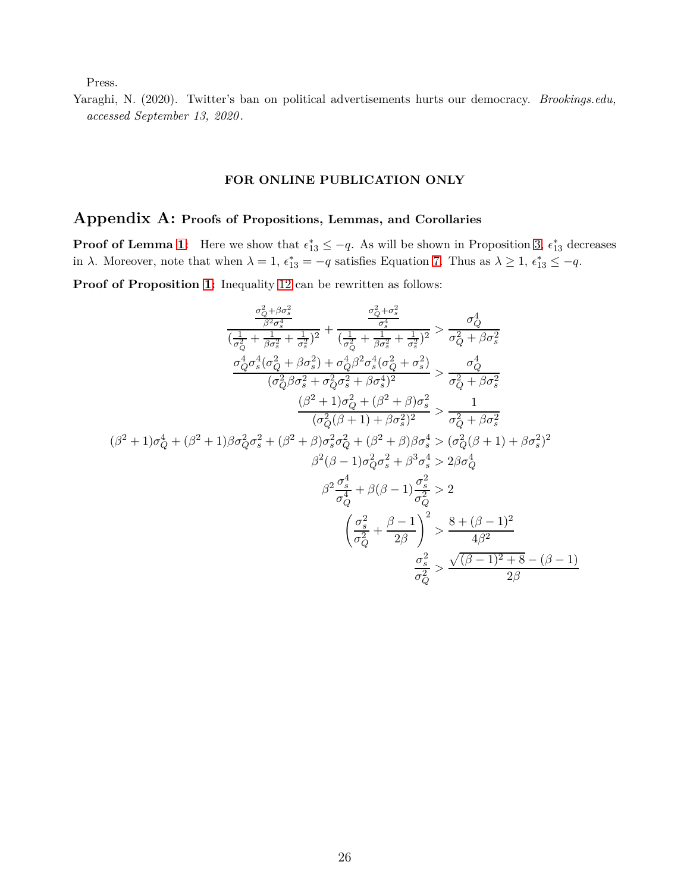Press.

Yaraghi, N. (2020). Twitter's ban on political advertisements hurts our democracy. *Brookings.edu, accessed September 13, 2020*.

**FOR ONLINE PUBLICATION ONLY**

# Appendix A: Proofs of Propositions, Lemmas, and Corollaries

**Proof of Lemma 1:** Here we show that $\epsilon_{13}^* \leq -q$. As will be shown in Proposition 3, $\epsilon_{13}^*$ decreases in $\lambda$. Moreover, note that when $\lambda = 1$, $\epsilon_{13}^* = -q$ satisfies Equation 7. Thus as $\lambda \geq 1$, $\epsilon_{13}^* \leq -q$.

**Proof of Proposition 1:** Inequality 12 can be rewritten as follows:

$$
\begin{aligned}
\frac{\frac{\sigma_Q^2+\beta\sigma_s^2}{\beta^2\sigma_s^4}}{(\frac{1}{\sigma_Q^2}+\frac{1}{\beta\sigma_s^2}+\frac{1}{\sigma_s^2})^2}+\frac{\frac{\sigma_Q^2+\sigma_s^2}{\sigma_s^4}}{(\frac{1}{\sigma_Q^2}+\frac{1}{\beta\sigma_s^2}+\frac{1}{\sigma_s^2})^2} &> \frac{\sigma_Q^4}{\sigma_Q^2+\beta\sigma_s^2} \\
\frac{\sigma_Q^4\sigma_s^4(\sigma_Q^2+\beta\sigma_s^2)+\sigma_Q^4\beta^2\sigma_s^4(\sigma_Q^2+\sigma_s^2)}{(\sigma_Q^2\beta\sigma_s^2+\sigma_Q^2\sigma_s^2+\beta\sigma_s^4)^2} &> \frac{\sigma_Q^4}{\sigma_Q^2+\beta\sigma_s^2} \\
\frac{(\beta^2+1)\sigma_Q^2+(\beta^2+\beta)\sigma_s^2}{(\sigma_Q^2(\beta+1)+\beta\sigma_s^2)^2} &> \frac{1}{\sigma_Q^2+\beta\sigma_s^2} \\
(\beta^2+1)\sigma_Q^4+(\beta^2+1)\beta\sigma_Q^2\sigma_s^2+(\beta^2+\beta)\sigma_s^2\sigma_Q^2+(\beta^2+\beta)\beta\sigma_s^4 &> (\sigma_Q^2(\beta+1)+\beta\sigma_s^2)^2 \\
\beta^2(\beta-1)\sigma_Q^2\sigma_s^2+\beta^3\sigma_s^4 &> 2\beta\sigma_Q^4 \\
\beta^2\frac{\sigma_s^4}{\sigma_Q^4}+\beta(\beta-1)\frac{\sigma_s^2}{\sigma_Q^2} &> 2 \\
\left(\frac{\sigma_s^2}{\sigma_Q^2}+\frac{\beta-1}{2\beta}\right)^2 &> \frac{8+(\beta-1)^2}{4\beta^2} \\
\frac{\sigma_s^2}{\sigma_Q^2} &> \frac{\sqrt{(\beta-1)^2+8}-(\beta-1)}{2\beta}
\end{aligned}
$$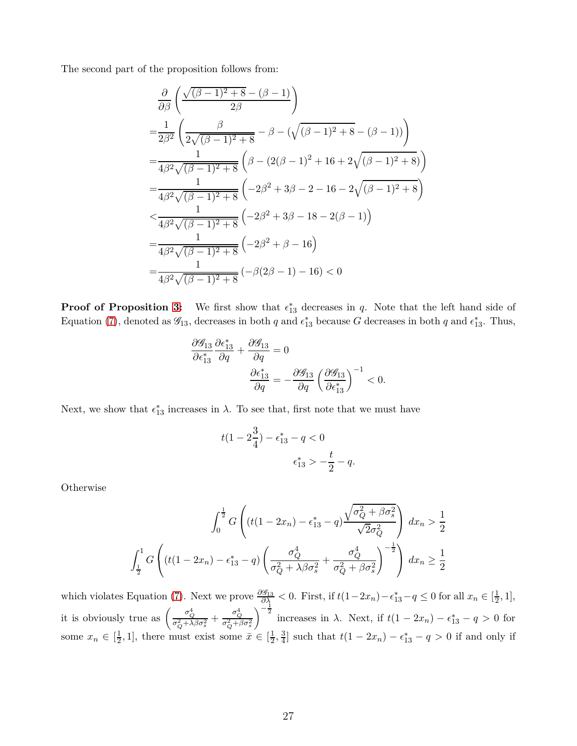The second part of the proposition follows from:

$$
\begin{aligned}
&\frac{\partial}{\partial \beta}\left(\frac{\sqrt{(\beta-1)^2+8}-(\beta-1)}{2\beta}\right)\\
=&\frac{1}{2\beta^2}\left(\frac{\beta}{2\sqrt{(\beta-1)^2+8}}-\beta-(\sqrt{(\beta-1)^2+8}-(\beta-1))\right)\\
=&\frac{1}{4\beta^2\sqrt{(\beta-1)^2+8}}\left(\beta-(2(\beta-1)^2+16+2\sqrt{(\beta-1)^2+8})\right)\\
=&\frac{1}{4\beta^2\sqrt{(\beta-1)^2+8}}\left(-2\beta^2+3\beta-2-16-2\sqrt{(\beta-1)^2+8}\right)\\
<&\frac{1}{4\beta^2\sqrt{(\beta-1)^2+8}}\left(-2\beta^2+3\beta-18-2(\beta-1)\right)\\
=&\frac{1}{4\beta^2\sqrt{(\beta-1)^2+8}}\left(-2\beta^2+\beta-16\right)\\
=&\frac{1}{4\beta^2\sqrt{(\beta-1)^2+8}}\left(-\beta(2\beta-1)-16\right)<0
\end{aligned}
$$

**Proof of Proposition 3:** We first show that $\epsilon^*_{13}$ decreases in $q$. Note that the left hand side of Equation (7), denoted as $\mathscr{G}_{13}$, decreases in both $q$ and $\epsilon^*_{13}$ because $G$ decreases in both $q$ and $\epsilon^*_{13}$. Thus,

$$
\begin{aligned}
\frac{\partial \mathscr{G}_{13}}{\partial \epsilon^*_{13}}\frac{\partial \epsilon^*_{13}}{\partial q}+\frac{\partial \mathscr{G}_{13}}{\partial q}&=0\\
\frac{\partial \epsilon^*_{13}}{\partial q}&=-\frac{\partial \mathscr{G}_{13}}{\partial q}\left(\frac{\partial \mathscr{G}_{13}}{\partial \epsilon^*_{13}}\right)^{-1}<0.
\end{aligned}
$$

Next, we show that $\epsilon^*_{13}$ increases in $\lambda$. To see that, first note that we must have

$$
\begin{aligned}
t(1-2\frac{3}{4})-\epsilon^*_{13}-q&<0\\
\epsilon^*_{13}&>-\frac{t}{2}-q.
\end{aligned}
$$

Otherwise

$$
\begin{aligned}
\int_0^{\frac{1}{2}} G\left((t(1-2x_n)-\epsilon^*_{13}-q)\frac{\sqrt{\sigma_Q^2+\beta\sigma_s^2}}{\sqrt{2}\sigma_Q^2}\right)\,dx_n&>\frac{1}{2}\\
\int_{\frac{1}{2}}^1 G\left((t(1-2x_n)-\epsilon^*_{13}-q)\left(\frac{\sigma_Q^4}{\sigma_Q^2+\lambda\beta\sigma_s^2}+\frac{\sigma_Q^4}{\sigma_Q^2+\beta\sigma_s^2}\right)^{-\frac{1}{2}}\right)\,dx_n&\geq\frac{1}{2}
\end{aligned}
$$

which violates Equation (7). Next we prove $\frac{\partial \mathscr{G}_{13}}{\partial \lambda}<0$. First, if $t(1-2x_n)-\epsilon^*_{13}-q\leq 0$ for all $x_n\in[\frac{1}{2},1]$, it is obviously true as $\left(\frac{\sigma_Q^4}{\sigma_Q^2+\lambda\beta\sigma_s^2}+\frac{\sigma_Q^4}{\sigma_Q^2+\beta\sigma_s^2}\right)^{-\frac{1}{2}}$ increases in $\lambda$. Next, if $t(1-2x_n)-\epsilon^*_{13}-q>0$ for some $x_n\in[\frac{1}{2},1]$, there must exist some $\bar{x}\in[\frac{1}{2},\frac{3}{4}]$ such that $t(1-2x_n)-\epsilon^*_{13}-q>0$ if and only if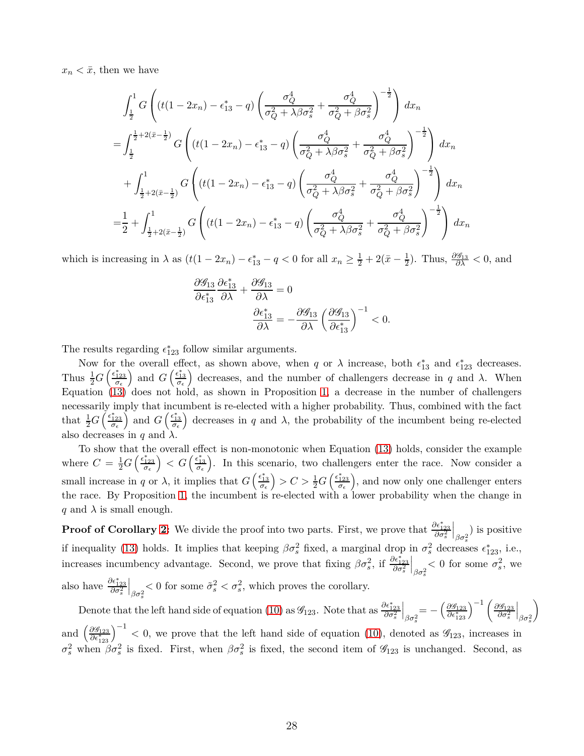$x_n < \bar{x}$, then we have

$$
\begin{aligned}
&\int_{\frac{1}{2}}^{1} G\left((t(1-2x_n) - \epsilon_{13}^* - q)\left(\frac{\sigma_Q^4}{\sigma_Q^2 + \lambda\beta\sigma_s^2} + \frac{\sigma_Q^4}{\sigma_Q^2 + \beta\sigma_s^2}\right)^{-\frac{1}{2}}\right) dx_n \\
=&\int_{\frac{1}{2}}^{\frac{1}{2}+2(\bar{x}-\frac{1}{2})} G\left((t(1-2x_n) - \epsilon_{13}^* - q)\left(\frac{\sigma_Q^4}{\sigma_Q^2 + \lambda\beta\sigma_s^2} + \frac{\sigma_Q^4}{\sigma_Q^2 + \beta\sigma_s^2}\right)^{-\frac{1}{2}}\right) dx_n \\
&+ \int_{\frac{1}{2}+2(\bar{x}-\frac{1}{2})}^{1} G\left((t(1-2x_n) - \epsilon_{13}^* - q)\left(\frac{\sigma_Q^4}{\sigma_Q^2 + \lambda\beta\sigma_s^2} + \frac{\sigma_Q^4}{\sigma_Q^2 + \beta\sigma_s^2}\right)^{-\frac{1}{2}}\right) dx_n \\
=&\frac{1}{2} + \int_{\frac{1}{2}+2(\bar{x}-\frac{1}{2})}^{1} G\left((t(1-2x_n) - \epsilon_{13}^* - q)\left(\frac{\sigma_Q^4}{\sigma_Q^2 + \lambda\beta\sigma_s^2} + \frac{\sigma_Q^4}{\sigma_Q^2 + \beta\sigma_s^2}\right)^{-\frac{1}{2}}\right) dx_n
\end{aligned}
$$

which is increasing in $\lambda$ as $(t(1-2x_n) - \epsilon_{13}^* - q < 0$ for all $x_n \geq \frac{1}{2} + 2(\bar{x} - \frac{1}{2})$. Thus, $\frac{\partial \mathscr{G}_{13}}{\partial \lambda} < 0$, and

$$
\begin{aligned}
\frac{\partial \mathscr{G}_{13}}{\partial \epsilon_{13}^*}\frac{\partial \epsilon_{13}^*}{\partial \lambda} + \frac{\partial \mathscr{G}_{13}}{\partial \lambda} &= 0 \\
\frac{\partial \epsilon_{13}^*}{\partial \lambda} &= -\frac{\partial \mathscr{G}_{13}}{\partial \lambda}\left(\frac{\partial \mathscr{G}_{13}}{\partial \epsilon_{13}^*}\right)^{-1} < 0.
\end{aligned}
$$

The results regarding $\epsilon_{123}^*$ follow similar arguments.

Now for the overall effect, as shown above, when $q$ or $\lambda$ increase, both $\epsilon_{13}^*$ and $\epsilon_{123}^*$ decreases. Thus $\frac{1}{2}G\left(\frac{\epsilon_{123}^*}{\sigma_\epsilon}\right)$ and $G\left(\frac{\epsilon_{13}^*}{\sigma_\epsilon}\right)$ decreases, and the number of challengers decrease in $q$ and $\lambda$. When Equation (13) does not hold, as shown in Proposition 1, a decrease in the number of challengers necessarily imply that incumbent is re-elected with a higher probability. Thus, combined with the fact that $\frac{1}{2}G\left(\frac{\epsilon_{123}^*}{\sigma_\epsilon}\right)$ and $G\left(\frac{\epsilon_{13}^*}{\sigma_\epsilon}\right)$ decreases in $q$ and $\lambda$, the probability of the incumbent being re-elected also decreases in $q$ and $\lambda$.

To show that the overall effect is non-monotonic when Equation (13) holds, consider the example where $C = \frac{1}{2}G\left(\frac{\epsilon_{123}^*}{\sigma_\epsilon}\right) < G\left(\frac{\epsilon_{13}^*}{\sigma_\epsilon}\right)$. In this scenario, two challengers enter the race. Now consider a small increase in $q$ or $\lambda$, it implies that $G\left(\frac{\epsilon_{13}^*}{\sigma_\epsilon}\right) > C > \frac{1}{2}G\left(\frac{\epsilon_{123}^*}{\sigma_\epsilon}\right)$, and now only one challenger enters the race. By Proposition 1, the incumbent is re-elected with a lower probability when the change in $q$ and $\lambda$ is small enough.

**Proof of Corollary 2:** We divide the proof into two parts. First, we prove that $\frac{\partial \epsilon_{123}^*}{\partial \sigma_s^2}\Big|_{\beta\sigma_s^2}$) is positive if inequality (13) holds. It implies that keeping $\beta\sigma_s^2$ fixed, a marginal drop in $\sigma_s^2$ decreases $\epsilon_{123}^*$, i.e., increases incumbency advantage. Second, we prove that fixing $\beta\sigma_s^2$, if $\frac{\partial \epsilon_{123}^*}{\partial \sigma_s^2}\Big|_{\beta\sigma_s^2} < 0$ for some $\sigma_s^2$, we also have $\frac{\partial \epsilon_{123}^*}{\partial \sigma_s^2}\Big|_{\beta\sigma_s^2} < 0$ for some $\tilde{\sigma}_s^2 < \sigma_s^2$, which proves the corollary.

Denote that the left hand side of equation (10) as $\mathscr{G}_{123}$. Note that as $\frac{\partial \epsilon_{123}^*}{\partial \sigma_s^2}\Big|_{\beta\sigma_s^2} = -\left(\frac{\partial \mathscr{G}_{123}}{\partial \epsilon_{123}^*}\right)^{-1}\left(\frac{\partial \mathscr{G}_{123}}{\partial \sigma_s^2}\Big|_{\beta\sigma_s^2}\right)$ and $\left(\frac{\partial \mathscr{G}_{123}}{\partial \epsilon_{123}^*}\right)^{-1} < 0$, we prove that the left hand side of equation (10), denoted as $\mathscr{G}_{123}$, increases in $\sigma_s^2$ when $\beta\sigma_s^2$ is fixed. First, when $\beta\sigma_s^2$ is fixed, the second item of $\mathscr{G}_{123}$ is unchanged. Second, as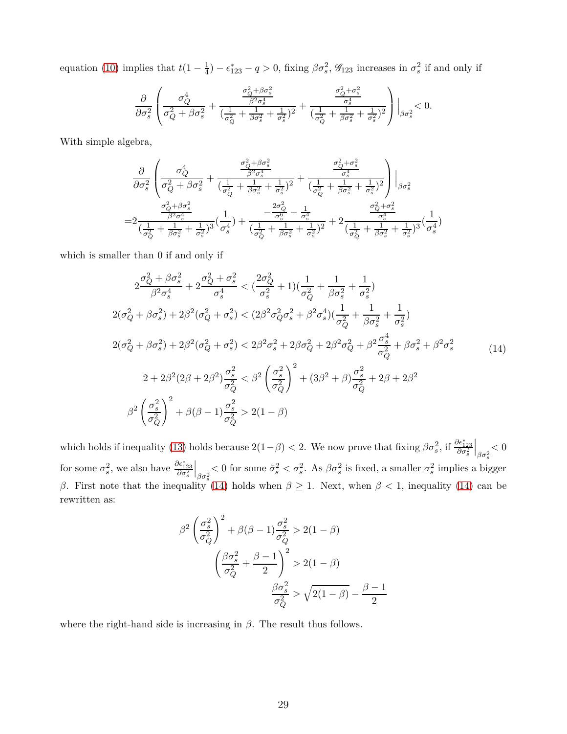equation (10) implies that $t(1-\frac{1}{4}) - \epsilon^*_{123} - q > 0$, fixing $\beta\sigma_s^2$, $\mathscr{G}_{123}$ increases in $\sigma_s^2$ if and only if

$$
\frac{\partial}{\partial \sigma_s^2}\left(\frac{\sigma_Q^4}{\sigma_Q^2+\beta\sigma_s^2} + \frac{\frac{\sigma_Q^2+\beta\sigma_s^2}{\beta^2\sigma_s^4}}{(\frac{1}{\sigma_Q^2}+\frac{1}{\beta\sigma_s^2}+\frac{1}{\sigma_s^2})^2} + \frac{\frac{\sigma_Q^2+\sigma_s^2}{\sigma_s^4}}{(\frac{1}{\sigma_Q^2}+\frac{1}{\beta\sigma_s^2}+\frac{1}{\sigma_s^2})^2}\right)\Big|_{\beta\sigma_s^2} < 0.
$$

With simple algebra,

$$
\begin{aligned}
&\frac{\partial}{\partial \sigma_s^2}\left(\frac{\sigma_Q^4}{\sigma_Q^2+\beta\sigma_s^2} + \frac{\frac{\sigma_Q^2+\beta\sigma_s^2}{\beta^2\sigma_s^4}}{(\frac{1}{\sigma_Q^2}+\frac{1}{\beta\sigma_s^2}+\frac{1}{\sigma_s^2})^2} + \frac{\frac{\sigma_Q^2+\sigma_s^2}{\sigma_s^4}}{(\frac{1}{\sigma_Q^2}+\frac{1}{\beta\sigma_s^2}+\frac{1}{\sigma_s^2})^2}\right)\Big|_{\beta\sigma_s^2} \\
=&2\frac{\frac{\sigma_Q^2+\beta\sigma_s^2}{\beta^2\sigma_s^4}}{(\frac{1}{\sigma_Q^2}+\frac{1}{\beta\sigma_s^2}+\frac{1}{\sigma_s^2})^3}(\frac{1}{\sigma_s^4}) + \frac{-\frac{2\sigma_Q^2}{\sigma_s^6}-\frac{1}{\sigma_s^4}}{(\frac{1}{\sigma_Q^2}+\frac{1}{\beta\sigma_s^2}+\frac{1}{\sigma_s^2})^2} + 2\frac{\frac{\sigma_Q^2+\sigma_s^2}{\sigma_s^4}}{(\frac{1}{\sigma_Q^2}+\frac{1}{\beta\sigma_s^2}+\frac{1}{\sigma_s^2})^3}(\frac{1}{\sigma_s^4})
\end{aligned}
$$

which is smaller than 0 if and only if

$$
\begin{aligned}
2\frac{\sigma_Q^2+\beta\sigma_s^2}{\beta^2\sigma_s^4} + 2\frac{\sigma_Q^2+\sigma_s^2}{\sigma_s^4} &< (\frac{2\sigma_Q^2}{\sigma_s^2}+1)(\frac{1}{\sigma_Q^2}+\frac{1}{\beta\sigma_s^2}+\frac{1}{\sigma_s^2}) \\
2(\sigma_Q^2+\beta\sigma_s^2) + 2\beta^2(\sigma_Q^2+\sigma_s^2) &< (2\beta^2\sigma_Q^2\sigma_s^2+\beta^2\sigma_s^4)(\frac{1}{\sigma_Q^2}+\frac{1}{\beta\sigma_s^2}+\frac{1}{\sigma_s^2}) \\
2(\sigma_Q^2+\beta\sigma_s^2) + 2\beta^2(\sigma_Q^2+\sigma_s^2) &< 2\beta^2\sigma_s^2 + 2\beta\sigma_Q^2 + 2\beta^2\sigma_Q^2 + \beta^2\frac{\sigma_s^4}{\sigma_Q^2} + \beta\sigma_s^2 + \beta^2\sigma_s^2 \\
2 + 2\beta^2(2\beta+2\beta^2)\frac{\sigma_s^2}{\sigma_Q^2} &< \beta^2\left(\frac{\sigma_s^2}{\sigma_Q^2}\right)^2 + (3\beta^2+\beta)\frac{\sigma_s^2}{\sigma_Q^2} + 2\beta + 2\beta^2 \\
\beta^2\left(\frac{\sigma_s^2}{\sigma_Q^2}\right)^2 + \beta(\beta-1)\frac{\sigma_s^2}{\sigma_Q^2} &> 2(1-\beta)
\end{aligned} \tag{14}
$$

which holds if inequality (13) holds because $2(1-\beta) < 2$. We now prove that fixing $\beta\sigma_s^2$, if $\frac{\partial \epsilon^*_{123}}{\partial \sigma_s^2}\Big|_{\beta\sigma_s^2} < 0$ for some $\sigma_s^2$, we also have $\frac{\partial \epsilon^*_{123}}{\partial \sigma_s^2}\Big|_{\beta\sigma_s^2} < 0$ for some $\tilde{\sigma}_s^2 < \sigma_s^2$. As $\beta\sigma_s^2$ is fixed, a smaller $\sigma_s^2$ implies a bigger $\beta$. First note that the inequality (14) holds when $\beta \geq 1$. Next, when $\beta < 1$, inequality (14) can be rewritten as:

$$
\begin{aligned}
\beta^2\left(\frac{\sigma_s^2}{\sigma_Q^2}\right)^2 + \beta(\beta-1)\frac{\sigma_s^2}{\sigma_Q^2} &> 2(1-\beta) \\
\left(\frac{\beta\sigma_s^2}{\sigma_Q^2} + \frac{\beta-1}{2}\right)^2 &> 2(1-\beta) \\
\frac{\beta\sigma_s^2}{\sigma_Q^2} &> \sqrt{2(1-\beta)} - \frac{\beta-1}{2}
\end{aligned}
$$

where the right-hand side is increasing in $\beta$. The result thus follows.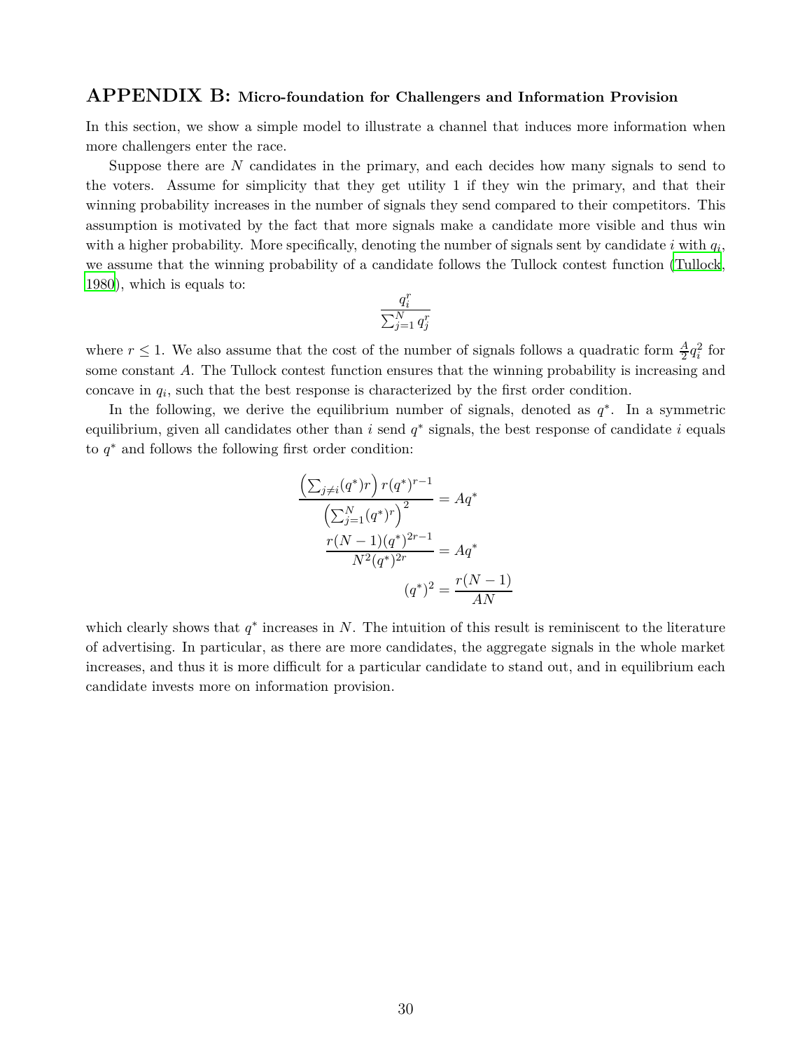# APPENDIX B: Micro-foundation for Challengers and Information Provision

In this section, we show a simple model to illustrate a channel that induces more information when more challengers enter the race.

Suppose there are $N$ candidates in the primary, and each decides how many signals to send to the voters. Assume for simplicity that they get utility 1 if they win the primary, and that their winning probability increases in the number of signals they send compared to their competitors. This assumption is motivated by the fact that more signals make a candidate more visible and thus win with a higher probability. More specifically, denoting the number of signals sent by candidate $i$ with $q_i$, we assume that the winning probability of a candidate follows the Tullock contest function (Tullock, 1980), which is equals to:

$$\frac{q_i^r}{\sum_{j=1}^{N} q_j^r}$$

where $r \leq 1$. We also assume that the cost of the number of signals follows a quadratic form $\frac{A}{2}q_i^2$ for some constant $A$. The Tullock contest function ensures that the winning probability is increasing and concave in $q_i$, such that the best response is characterized by the first order condition.

In the following, we derive the equilibrium number of signals, denoted as $q^*$. In a symmetric equilibrium, given all candidates other than $i$ send $q^*$ signals, the best response of candidate $i$ equals to $q^*$ and follows the following first order condition:

$$\begin{aligned}
\frac{\left(\sum_{j \neq i}(q^*)r\right) r(q^*)^{r-1}}{\left(\sum_{j=1}^{N}(q^*)^r\right)^2} &= Aq^* \\
\frac{r(N-1)(q^*)^{2r-1}}{N^2(q^*)^{2r}} &= Aq^* \\
(q^*)^2 &= \frac{r(N-1)}{AN}
\end{aligned}$$

which clearly shows that $q^*$ increases in $N$. The intuition of this result is reminiscent to the literature of advertising. In particular, as there are more candidates, the aggregate signals in the whole market increases, and thus it is more difficult for a particular candidate to stand out, and in equilibrium each candidate invests more on information provision.